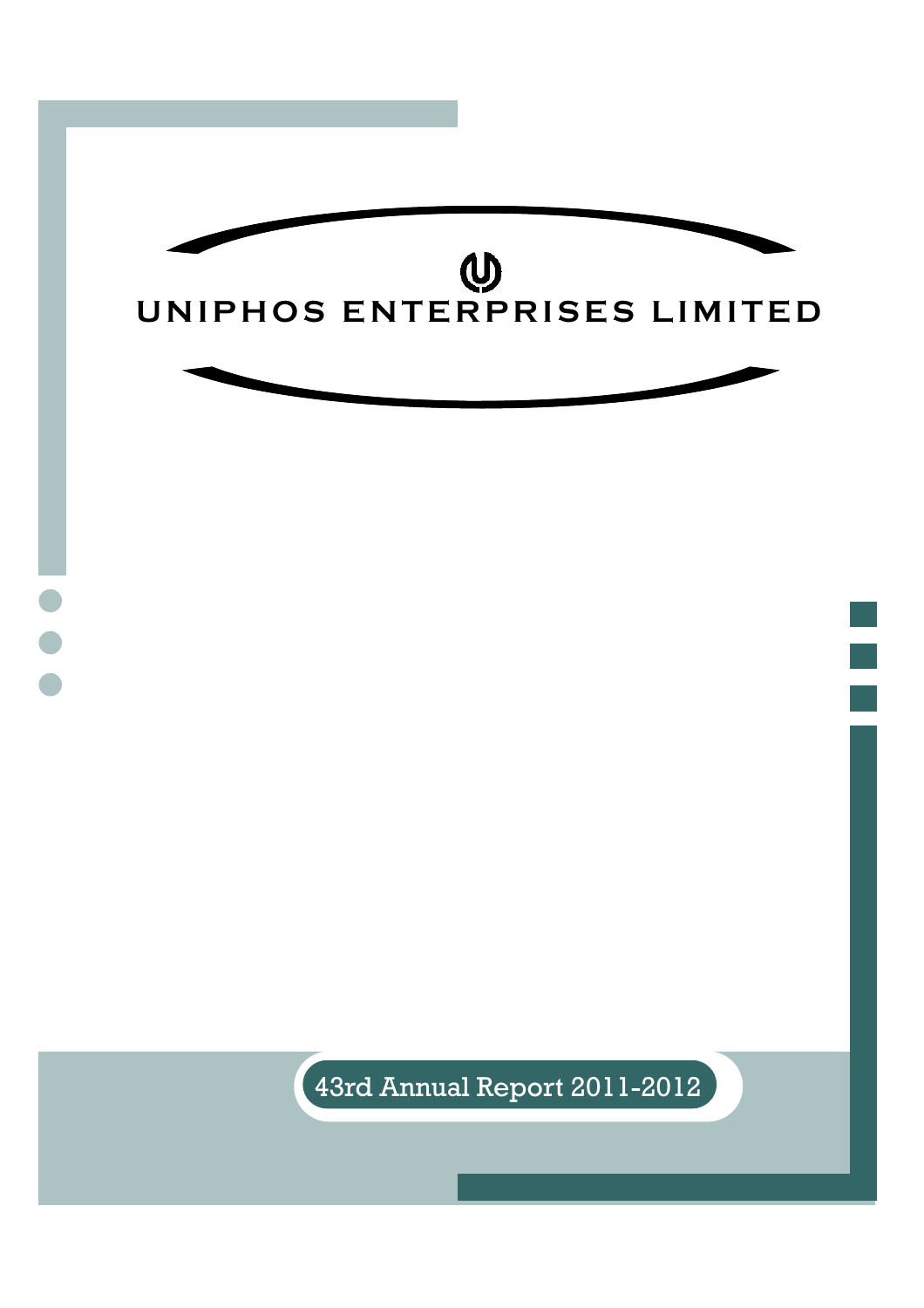# UNIPHOS ENTERPRISES LIMITED

43rd Annual Report 2011-2012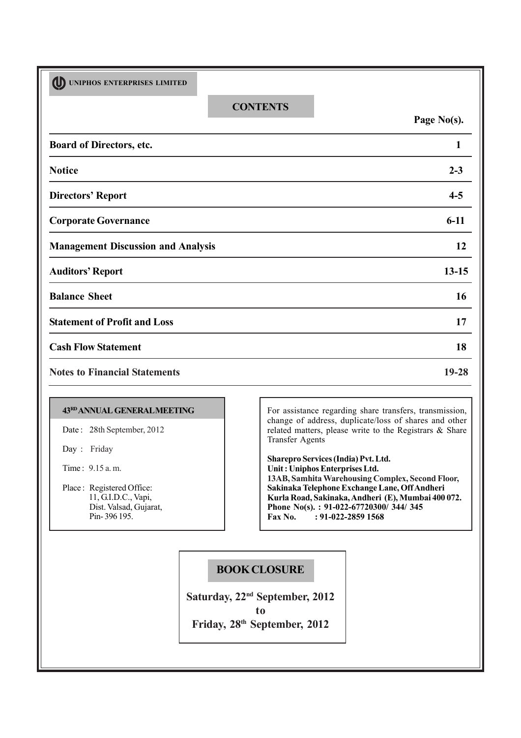**UNIPHOS ENTERPRISES LIMITED**

## CONTENTS

| | Page No(s). |
|---|---|
| **Board of Directors, etc.** | **1** |
| **Notice** | **2-3** |
| **Directors' Report** | **4-5** |
| **Corporate Governance** | **6-11** |
| **Management Discussion and Analysis** | **12** |
| **Auditors' Report** | **13-15** |
| **Balance Sheet** | **16** |
| **Statement of Profit and Loss** | **17** |
| **Cash Flow Statement** | **18** |
| **Notes to Financial Statements** | **19-28** |

### 43RD ANNUAL GENERAL MEETING

Date : 28th September, 2012

Day : Friday

Time : 9.15 a. m.

Place : Registered Office:
11, G.I.D.C., Vapi,
Dist. Valsad, Gujarat,
Pin- 396 195.

For assistance regarding share transfers, transmission, change of address, duplicate/loss of shares and other related matters, please write to the Registrars & Share Transfer Agents

**Sharepro Services (India) Pvt. Ltd.**
**Unit : Uniphos Enterprises Ltd.**
**13AB, Samhita Warehousing Complex, Second Floor, Sakinaka Telephone Exchange Lane, Off Andheri Kurla Road, Sakinaka, Andheri (E), Mumbai 400 072.**
**Phone No(s). : 91-022-67720300/ 344/ 345**
**Fax No. : 91-022-2859 1568**

### BOOK CLOSURE

**Saturday, 22nd September, 2012**
**to**
**Friday, 28th September, 2012**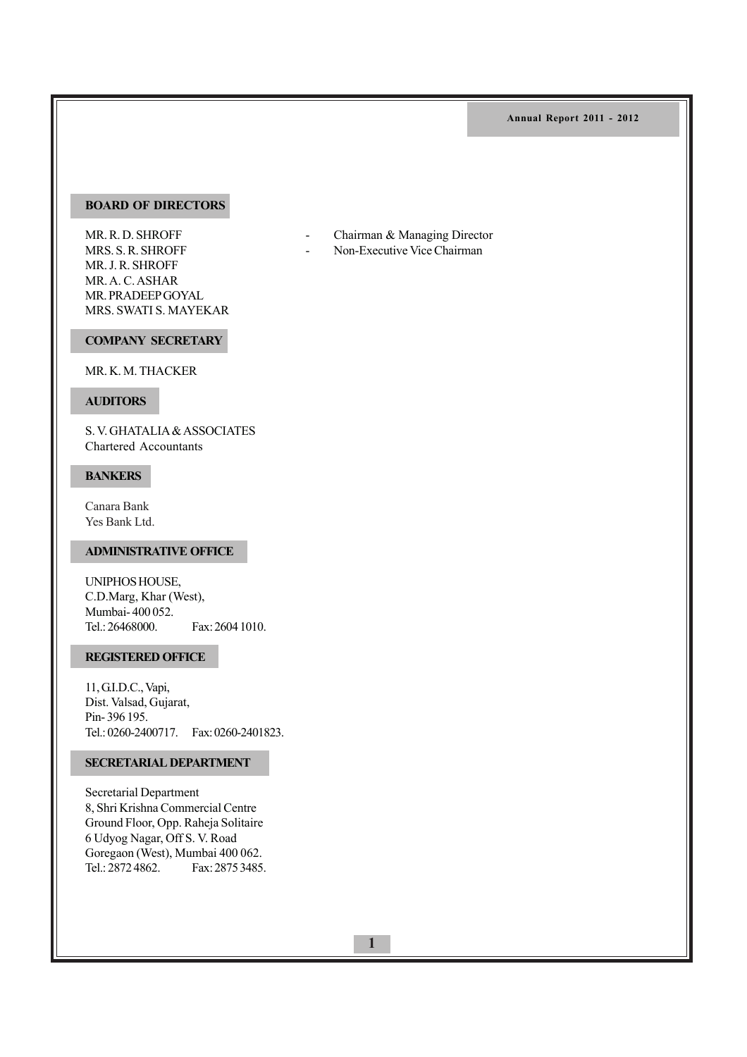## BOARD OF DIRECTORS

MR. R. D. SHROFF - Chairman & Managing Director
MRS. S. R. SHROFF - Non-Executive Vice Chairman
MR. J. R. SHROFF
MR. A. C. ASHAR
MR. PRADEEP GOYAL
MRS. SWATI S. MAYEKAR

## COMPANY SECRETARY

MR. K. M. THACKER

## AUDITORS

S. V. GHATALIA & ASSOCIATES
Chartered Accountants

## BANKERS

Canara Bank
Yes Bank Ltd.

## ADMINISTRATIVE OFFICE

UNIPHOS HOUSE,
C.D.Marg, Khar (West),
Mumbai- 400 052.
Tel.: 26468000. Fax: 2604 1010.

## REGISTERED OFFICE

11, G.I.D.C., Vapi,
Dist. Valsad, Gujarat,
Pin- 396 195.
Tel.: 0260-2400717. Fax: 0260-2401823.

## SECRETARIAL DEPARTMENT

Secretarial Department
8, Shri Krishna Commercial Centre
Ground Floor, Opp. Raheja Solitaire
6 Udyog Nagar, Off S. V. Road
Goregaon (West), Mumbai 400 062.
Tel.: 2872 4862. Fax: 2875 3485.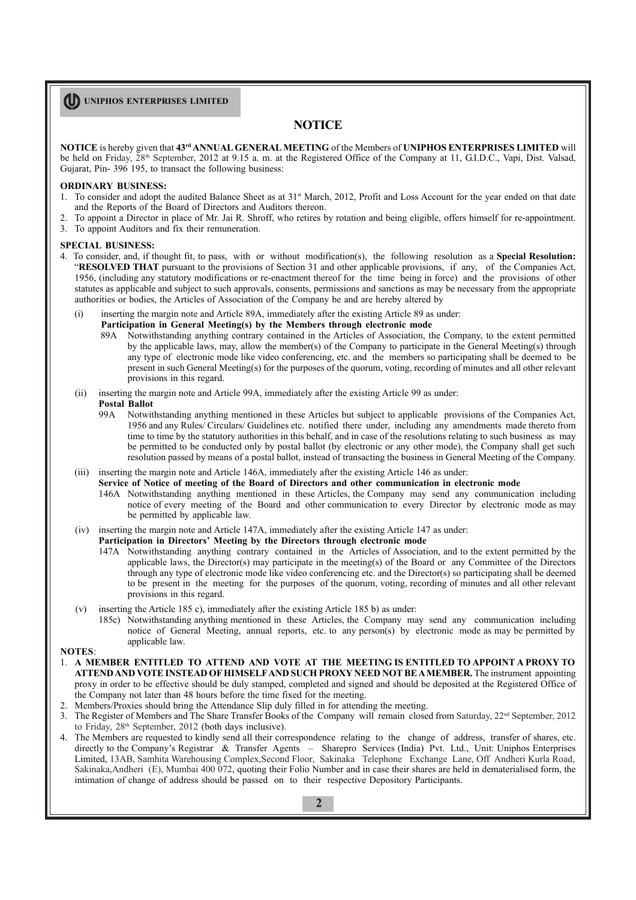# NOTICE

**NOTICE** is hereby given that **43rd ANNUAL GENERAL MEETING** of the Members of **UNIPHOS ENTERPRISES LIMITED** will be held on Friday, 28th September, 2012 at 9.15 a. m. at the Registered Office of the Company at 11, G.I.D.C., Vapi, Dist. Valsad, Gujarat, Pin- 396 195, to transact the following business:

**ORDINARY BUSINESS:**

1. To consider and adopt the audited Balance Sheet as at 31st March, 2012, Profit and Loss Account for the year ended on that date and the Reports of the Board of Directors and Auditors thereon.
2. To appoint a Director in place of Mr. Jai R. Shroff, who retires by rotation and being eligible, offers himself for re-appointment.
3. To appoint Auditors and fix their remuneration.

**SPECIAL BUSINESS:**

4. To consider, and, if thought fit, to pass, with or without modification(s), the following resolution as a **Special Resolution:**
   "**RESOLVED THAT** pursuant to the provisions of Section 31 and other applicable provisions, if any, of the Companies Act, 1956, (including any statutory modifications or re-enactment thereof for the time being in force) and the provisions of other statutes as applicable and subject to such approvals, consents, permissions and sanctions as may be necessary from the appropriate authorities or bodies, the Articles of Association of the Company be and are hereby altered by

   (i) inserting the margin note and Article 89A, immediately after the existing Article 89 as under:
   **Participation in General Meeting(s) by the Members through electronic mode**
   89A Notwithstanding anything contrary contained in the Articles of Association, the Company, to the extent permitted by the applicable laws, may, allow the member(s) of the Company to participate in the General Meeting(s) through any type of electronic mode like video conferencing, etc. and the members so participating shall be deemed to be present in such General Meeting(s) for the purposes of the quorum, voting, recording of minutes and all other relevant provisions in this regard.

   (ii) inserting the margin note and Article 99A, immediately after the existing Article 99 as under:
   **Postal Ballot**
   99A Notwithstanding anything mentioned in these Articles but subject to applicable provisions of the Companies Act, 1956 and any Rules/ Circulars/ Guidelines etc. notified there under, including any amendments made thereto from time to time by the statutory authorities in this behalf, and in case of the resolutions relating to such business as may be permitted to be conducted only by postal ballot (by electronic or any other mode), the Company shall get such resolution passed by means of a postal ballot, instead of transacting the business in General Meeting of the Company.

   (iii) inserting the margin note and Article 146A, immediately after the existing Article 146 as under:
   **Service of Notice of meeting of the Board of Directors and other communication in electronic mode**
   146A Notwithstanding anything mentioned in these Articles, the Company may send any communication including notice of every meeting of the Board and other communication to every Director by electronic mode as may be permitted by applicable law.

   (iv) inserting the margin note and Article 147A, immediately after the existing Article 147 as under:
   **Participation in Directors' Meeting by the Directors through electronic mode**
   147A Notwithstanding anything contrary contained in the Articles of Association, and to the extent permitted by the applicable laws, the Director(s) may participate in the meeting(s) of the Board or any Committee of the Directors through any type of electronic mode like video conferencing etc. and the Director(s) so participating shall be deemed to be present in the meeting for the purposes of the quorum, voting, recording of minutes and all other relevant provisions in this regard.

   (v) inserting the Article 185 c), immediately after the existing Article 185 b) as under:
   185c) Notwithstanding anything mentioned in these Articles, the Company may send any communication including notice of General Meeting, annual reports, etc. to any person(s) by electronic mode as may be permitted by applicable law.

**NOTES**:

1. **A MEMBER ENTITLED TO ATTEND AND VOTE AT THE MEETING IS ENTITLED TO APPOINT A PROXY TO ATTEND AND VOTE INSTEAD OF HIMSELF AND SUCH PROXY NEED NOT BE A MEMBER.** The instrument appointing proxy in order to be effective should be duly stamped, completed and signed and should be deposited at the Registered Office of the Company not later than 48 hours before the time fixed for the meeting.
2. Members/Proxies should bring the Attendance Slip duly filled in for attending the meeting.
3. The Register of Members and The Share Transfer Books of the Company will remain closed from Saturday, 22nd September, 2012 to Friday, 28th September, 2012 (both days inclusive).
4. The Members are requested to kindly send all their correspondence relating to the change of address, transfer of shares, etc. directly to the Company's Registrar & Transfer Agents – Sharepro Services (India) Pvt. Ltd., Unit: Uniphos Enterprises Limited, 13AB, Samhita Warehousing Complex,Second Floor, Sakinaka Telephone Exchange Lane, Off Andheri Kurla Road, Sakinaka,Andheri (E), Mumbai 400 072, quoting their Folio Number and in case their shares are held in dematerialised form, the intimation of change of address should be passed on to their respective Depository Participants.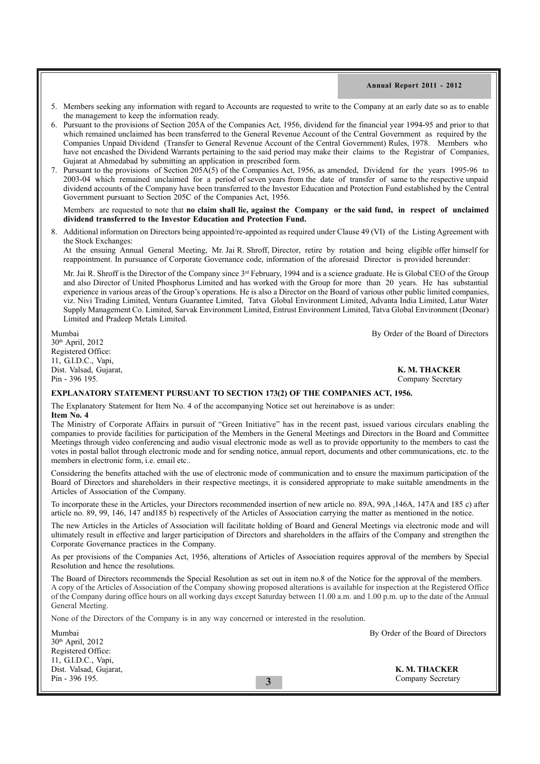5. Members seeking any information with regard to Accounts are requested to write to the Company at an early date so as to enable the management to keep the information ready.
6. Pursuant to the provisions of Section 205A of the Companies Act, 1956, dividend for the financial year 1994-95 and prior to that which remained unclaimed has been transferred to the General Revenue Account of the Central Government as required by the Companies Unpaid Dividend (Transfer to General Revenue Account of the Central Government) Rules, 1978. Members who have not encashed the Dividend Warrants pertaining to the said period may make their claims to the Registrar of Companies, Gujarat at Ahmedabad by submitting an application in prescribed form.
7. Pursuant to the provisions of Section 205A(5) of the Companies Act, 1956, as amended, Dividend for the years 1995-96 to 2003-04 which remained unclaimed for a period of seven years from the date of transfer of same to the respective unpaid dividend accounts of the Company have been transferred to the Investor Education and Protection Fund established by the Central Government pursuant to Section 205C of the Companies Act, 1956.

   Members are requested to note that **no claim shall lie, against the Company or the said fund, in respect of unclaimed dividend transferred to the Investor Education and Protection Fund.**

8. Additional information on Directors being appointed/re-appointed as required under Clause 49 (VI) of the Listing Agreement with the Stock Exchanges:

   At the ensuing Annual General Meeting, Mr. Jai R. Shroff, Director, retire by rotation and being eligible offer himself for reappointment. In pursuance of Corporate Governance code, information of the aforesaid Director is provided hereunder:

   Mr. Jai R. Shroff is the Director of the Company since 3rd February, 1994 and is a science graduate. He is Global CEO of the Group and also Director of United Phosphorus Limited and has worked with the Group for more than 20 years. He has substantial experience in various areas of the Group's operations. He is also a Director on the Board of various other public limited companies, viz. Nivi Trading Limited, Ventura Guarantee Limited, Tatva Global Environment Limited, Advanta India Limited, Latur Water Supply Management Co. Limited, Sarvak Environment Limited, Entrust Environment Limited, Tatva Global Environment (Deonar) Limited and Pradeep Metals Limited.

Mumbai
30th April, 2012
Registered Office:
11, G.I.D.C., Vapi,
Dist. Valsad, Gujarat,
Pin - 396 195.

By Order of the Board of Directors

**K. M. THACKER**
Company Secretary

## EXPLANATORY STATEMENT PURSUANT TO SECTION 173(2) OF THE COMPANIES ACT, 1956.

The Explanatory Statement for Item No. 4 of the accompanying Notice set out hereinabove is as under:

**Item No. 4**

The Ministry of Corporate Affairs in pursuit of "Green Initiative" has in the recent past, issued various circulars enabling the companies to provide facilities for participation of the Members in the General Meetings and Directors in the Board and Committee Meetings through video conferencing and audio visual electronic mode as well as to provide opportunity to the members to cast the votes in postal ballot through electronic mode and for sending notice, annual report, documents and other communications, etc. to the members in electronic form, i.e. email etc..

Considering the benefits attached with the use of electronic mode of communication and to ensure the maximum participation of the Board of Directors and shareholders in their respective meetings, it is considered appropriate to make suitable amendments in the Articles of Association of the Company.

To incorporate these in the Articles, your Directors recommended insertion of new article no. 89A, 99A ,146A, 147A and 185 c) after article no. 89, 99, 146, 147 and185 b) respectively of the Articles of Association carrying the matter as mentioned in the notice.

The new Articles in the Articles of Association will facilitate holding of Board and General Meetings via electronic mode and will ultimately result in effective and larger participation of Directors and shareholders in the affairs of the Company and strengthen the Corporate Governance practices in the Company.

As per provisions of the Companies Act, 1956, alterations of Articles of Association requires approval of the members by Special Resolution and hence the resolutions.

The Board of Directors recommends the Special Resolution as set out in item no.8 of the Notice for the approval of the members.
A copy of the Articles of Association of the Company showing proposed alterations is available for inspection at the Registered Office of the Company during office hours on all working days except Saturday between 11.00 a.m. and 1.00 p.m. up to the date of the Annual General Meeting.

None of the Directors of the Company is in any way concerned or interested in the resolution.

Mumbai
30th April, 2012
Registered Office:
11, G.I.D.C., Vapi,
Dist. Valsad, Gujarat,
Pin - 396 195.

By Order of the Board of Directors

**K. M. THACKER**
Company Secretary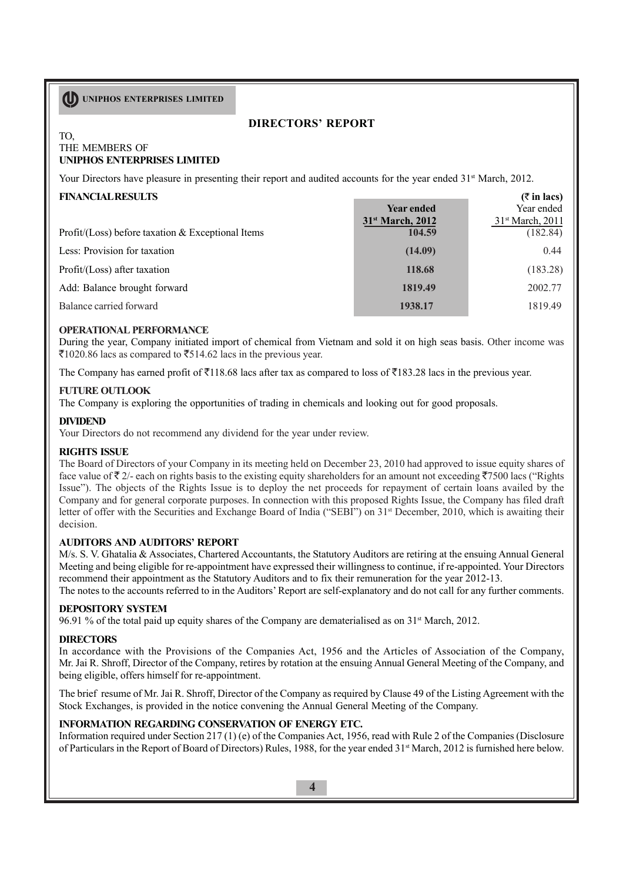## DIRECTORS' REPORT

TO,
THE MEMBERS OF
**UNIPHOS ENTERPRISES LIMITED**

Your Directors have pleasure in presenting their report and audited accounts for the year ended 31st March, 2012.

**FINANCIAL RESULTS**

| | **Year ended 31st March, 2012** | Year ended 31st March, 2011 |
|---|---|---|
| | | **(₹ in lacs)** |
| Profit/(Loss) before taxation & Exceptional Items | **104.59** | (182.84) |
| Less: Provision for taxation | **(14.09)** | 0.44 |
| Profit/(Loss) after taxation | **118.68** | (183.28) |
| Add: Balance brought forward | **1819.49** | 2002.77 |
| Balance carried forward | **1938.17** | 1819.49 |

**OPERATIONAL PERFORMANCE**

During the year, Company initiated import of chemical from Vietnam and sold it on high seas basis. Other income was ₹1020.86 lacs as compared to ₹514.62 lacs in the previous year.

The Company has earned profit of ₹118.68 lacs after tax as compared to loss of ₹183.28 lacs in the previous year.

**FUTURE OUTLOOK**

The Company is exploring the opportunities of trading in chemicals and looking out for good proposals.

**DIVIDEND**

Your Directors do not recommend any dividend for the year under review.

**RIGHTS ISSUE**

The Board of Directors of your Company in its meeting held on December 23, 2010 had approved to issue equity shares of face value of ₹ 2/- each on rights basis to the existing equity shareholders for an amount not exceeding ₹7500 lacs ("Rights Issue"). The objects of the Rights Issue is to deploy the net proceeds for repayment of certain loans availed by the Company and for general corporate purposes. In connection with this proposed Rights Issue, the Company has filed draft letter of offer with the Securities and Exchange Board of India ("SEBI") on 31st December, 2010, which is awaiting their decision.

**AUDITORS AND AUDITORS' REPORT**

M/s. S. V. Ghatalia & Associates, Chartered Accountants, the Statutory Auditors are retiring at the ensuing Annual General Meeting and being eligible for re-appointment have expressed their willingness to continue, if re-appointed. Your Directors recommend their appointment as the Statutory Auditors and to fix their remuneration for the year 2012-13.

The notes to the accounts referred to in the Auditors' Report are self-explanatory and do not call for any further comments.

**DEPOSITORY SYSTEM**

96.91 % of the total paid up equity shares of the Company are dematerialised as on 31st March, 2012.

**DIRECTORS**

In accordance with the Provisions of the Companies Act, 1956 and the Articles of Association of the Company, Mr. Jai R. Shroff, Director of the Company, retires by rotation at the ensuing Annual General Meeting of the Company, and being eligible, offers himself for re-appointment.

The brief resume of Mr. Jai R. Shroff, Director of the Company as required by Clause 49 of the Listing Agreement with the Stock Exchanges, is provided in the notice convening the Annual General Meeting of the Company.

**INFORMATION REGARDING CONSERVATION OF ENERGY ETC.**

Information required under Section 217 (1) (e) of the Companies Act, 1956, read with Rule 2 of the Companies (Disclosure of Particulars in the Report of Board of Directors) Rules, 1988, for the year ended 31st March, 2012 is furnished here below.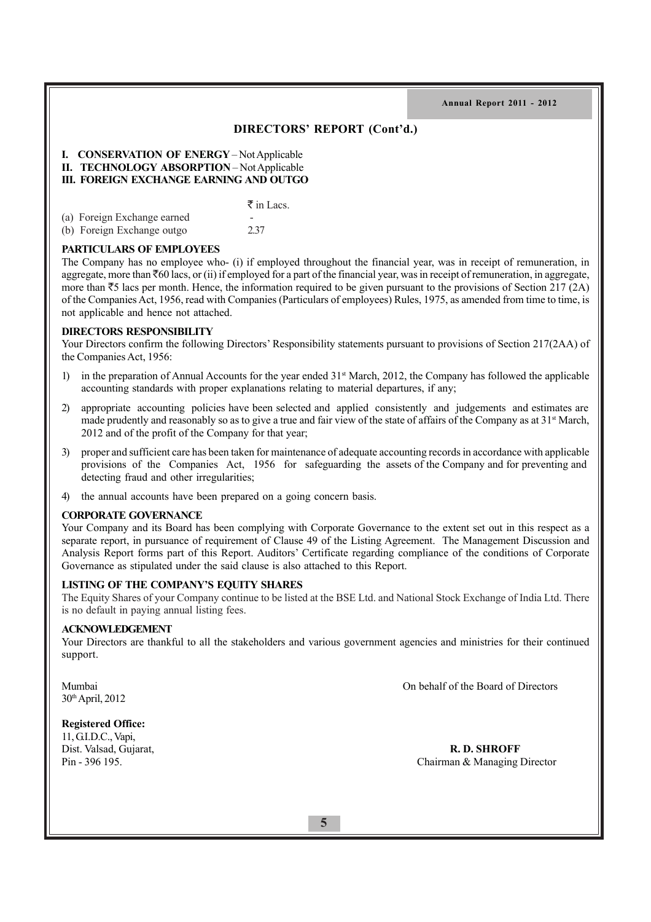## DIRECTORS' REPORT (Cont'd.)

**I. CONSERVATION OF ENERGY** – Not Applicable

**II. TECHNOLOGY ABSORPTION** – Not Applicable

**III. FOREIGN EXCHANGE EARNING AND OUTGO**

| | ₹ in Lacs. |
|---|---|
| (a) Foreign Exchange earned | - |
| (b) Foreign Exchange outgo | 2.37 |

**PARTICULARS OF EMPLOYEES**

The Company has no employee who- (i) if employed throughout the financial year, was in receipt of remuneration, in aggregate, more than ₹60 lacs, or (ii) if employed for a part of the financial year, was in receipt of remuneration, in aggregate, more than ₹5 lacs per month. Hence, the information required to be given pursuant to the provisions of Section 217 (2A) of the Companies Act, 1956, read with Companies (Particulars of employees) Rules, 1975, as amended from time to time, is not applicable and hence not attached.

**DIRECTORS RESPONSIBILITY**

Your Directors confirm the following Directors' Responsibility statements pursuant to provisions of Section 217(2AA) of the Companies Act, 1956:

1) in the preparation of Annual Accounts for the year ended 31st March, 2012, the Company has followed the applicable accounting standards with proper explanations relating to material departures, if any;

2) appropriate accounting policies have been selected and applied consistently and judgements and estimates are made prudently and reasonably so as to give a true and fair view of the state of affairs of the Company as at 31st March, 2012 and of the profit of the Company for that year;

3) proper and sufficient care has been taken for maintenance of adequate accounting records in accordance with applicable provisions of the Companies Act, 1956 for safeguarding the assets of the Company and for preventing and detecting fraud and other irregularities;

4) the annual accounts have been prepared on a going concern basis.

**CORPORATE GOVERNANCE**

Your Company and its Board has been complying with Corporate Governance to the extent set out in this respect as a separate report, in pursuance of requirement of Clause 49 of the Listing Agreement. The Management Discussion and Analysis Report forms part of this Report. Auditors' Certificate regarding compliance of the conditions of Corporate Governance as stipulated under the said clause is also attached to this Report.

**LISTING OF THE COMPANY'S EQUITY SHARES**

The Equity Shares of your Company continue to be listed at the BSE Ltd. and National Stock Exchange of India Ltd. There is no default in paying annual listing fees.

**ACKNOWLEDGEMENT**

Your Directors are thankful to all the stakeholders and various government agencies and ministries for their continued support.

Mumbai
30th April, 2012

On behalf of the Board of Directors

**Registered Office:**
11, G.I.D.C., Vapi,
Dist. Valsad, Gujarat,
Pin - 396 195.

**R. D. SHROFF**
Chairman & Managing Director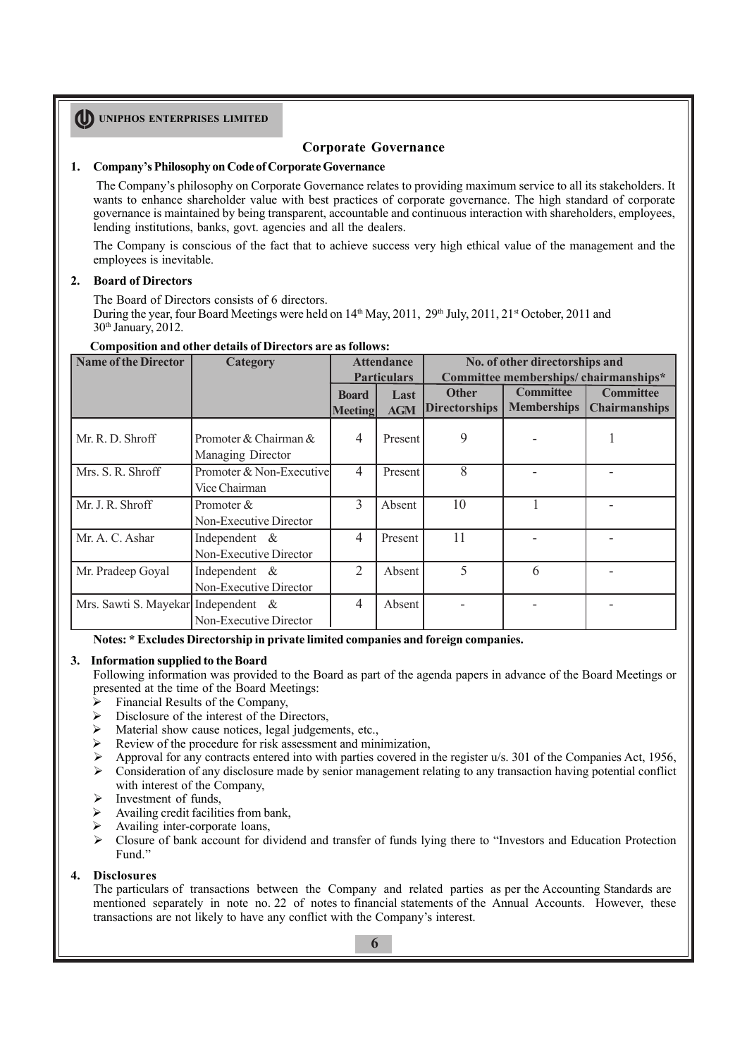# Corporate Governance

## 1. Company's Philosophy on Code of Corporate Governance

The Company's philosophy on Corporate Governance relates to providing maximum service to all its stakeholders. It wants to enhance shareholder value with best practices of corporate governance. The high standard of corporate governance is maintained by being transparent, accountable and continuous interaction with shareholders, employees, lending institutions, banks, govt. agencies and all the dealers.

The Company is conscious of the fact that to achieve success very high ethical value of the management and the employees is inevitable.

## 2. Board of Directors

The Board of Directors consists of 6 directors.
During the year, four Board Meetings were held on 14th May, 2011, 29th July, 2011, 21st October, 2011 and 30th January, 2012.

**Composition and other details of Directors are as follows:**

| Name of the Director | Category | Attendance Particulars | | No. of other directorships and Committee memberships/ chairmanships* | | |
|---|---|---|---|---|---|---|
| | | Board Meeting | Last AGM | Other Directorships | Committee Memberships | Committee Chairmanships |
| Mr. R. D. Shroff | Promoter & Chairman & Managing Director | 4 | Present | 9 | - | 1 |
| Mrs. S. R. Shroff | Promoter & Non-Executive Vice Chairman | 4 | Present | 8 | - | - |
| Mr. J. R. Shroff | Promoter & Non-Executive Director | 3 | Absent | 10 | 1 | - |
| Mr. A. C. Ashar | Independent & Non-Executive Director | 4 | Present | 11 | - | - |
| Mr. Pradeep Goyal | Independent & Non-Executive Director | 2 | Absent | 5 | 6 | - |
| Mrs. Sawti S. Mayekar | Independent & Non-Executive Director | 4 | Absent | - | - | - |

**Notes: * Excludes Directorship in private limited companies and foreign companies.**

## 3. Information supplied to the Board

Following information was provided to the Board as part of the agenda papers in advance of the Board Meetings or presented at the time of the Board Meetings:

- Financial Results of the Company,
- Disclosure of the interest of the Directors,
- Material show cause notices, legal judgements, etc.,
- Review of the procedure for risk assessment and minimization,
- Approval for any contracts entered into with parties covered in the register u/s. 301 of the Companies Act, 1956,
- Consideration of any disclosure made by senior management relating to any transaction having potential conflict with interest of the Company,
- Investment of funds,
- Availing credit facilities from bank,
- Availing inter-corporate loans,
- Closure of bank account for dividend and transfer of funds lying there to "Investors and Education Protection Fund."

## 4. Disclosures

The particulars of transactions between the Company and related parties as per the Accounting Standards are mentioned separately in note no. 22 of notes to financial statements of the Annual Accounts. However, these transactions are not likely to have any conflict with the Company's interest.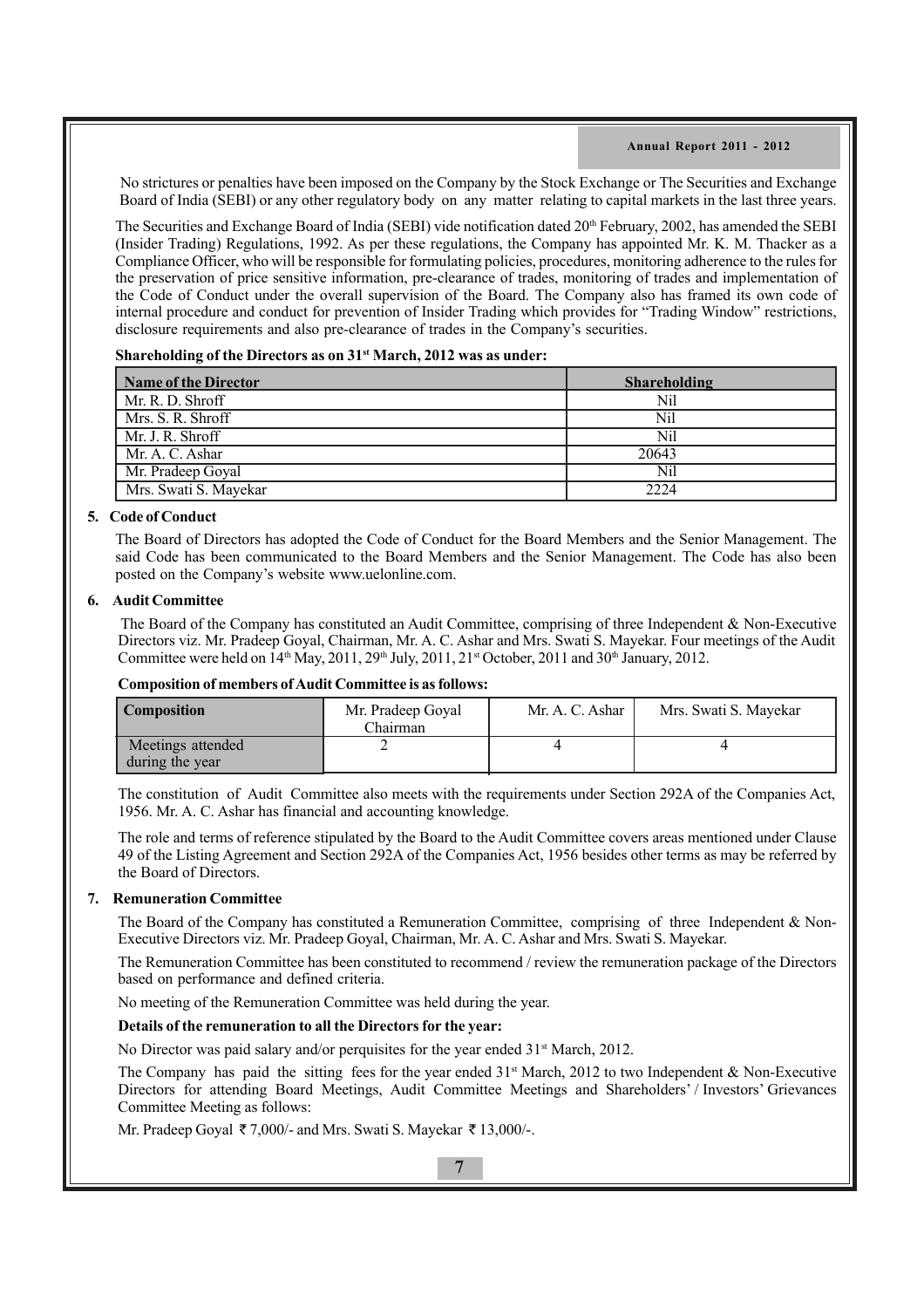No strictures or penalties have been imposed on the Company by the Stock Exchange or The Securities and Exchange Board of India (SEBI) or any other regulatory body on any matter relating to capital markets in the last three years.

The Securities and Exchange Board of India (SEBI) vide notification dated 20th February, 2002, has amended the SEBI (Insider Trading) Regulations, 1992. As per these regulations, the Company has appointed Mr. K. M. Thacker as a Compliance Officer, who will be responsible for formulating policies, procedures, monitoring adherence to the rules for the preservation of price sensitive information, pre-clearance of trades, monitoring of trades and implementation of the Code of Conduct under the overall supervision of the Board. The Company also has framed its own code of internal procedure and conduct for prevention of Insider Trading which provides for "Trading Window" restrictions, disclosure requirements and also pre-clearance of trades in the Company's securities.

**Shareholding of the Directors as on 31st March, 2012 was as under:**

| Name of the Director | Shareholding |
|---|---|
| Mr. R. D. Shroff | Nil |
| Mrs. S. R. Shroff | Nil |
| Mr. J. R. Shroff | Nil |
| Mr. A. C. Ashar | 20643 |
| Mr. Pradeep Goyal | Nil |
| Mrs. Swati S. Mayekar | 2224 |

## 5. Code of Conduct

The Board of Directors has adopted the Code of Conduct for the Board Members and the Senior Management. The said Code has been communicated to the Board Members and the Senior Management. The Code has also been posted on the Company's website www.uelonline.com.

## 6. Audit Committee

The Board of the Company has constituted an Audit Committee, comprising of three Independent & Non-Executive Directors viz. Mr. Pradeep Goyal, Chairman, Mr. A. C. Ashar and Mrs. Swati S. Mayekar. Four meetings of the Audit Committee were held on 14th May, 2011, 29th July, 2011, 21st October, 2011 and 30th January, 2012.

**Composition of members of Audit Committee is as follows:**

| Composition | Mr. Pradeep Goyal Chairman | Mr. A. C. Ashar | Mrs. Swati S. Mayekar |
|---|---|---|---|
| Meetings attended during the year | 2 | 4 | 4 |

The constitution of Audit Committee also meets with the requirements under Section 292A of the Companies Act, 1956. Mr. A. C. Ashar has financial and accounting knowledge.

The role and terms of reference stipulated by the Board to the Audit Committee covers areas mentioned under Clause 49 of the Listing Agreement and Section 292A of the Companies Act, 1956 besides other terms as may be referred by the Board of Directors.

## 7. Remuneration Committee

The Board of the Company has constituted a Remuneration Committee, comprising of three Independent & Non-Executive Directors viz. Mr. Pradeep Goyal, Chairman, Mr. A. C. Ashar and Mrs. Swati S. Mayekar.

The Remuneration Committee has been constituted to recommend / review the remuneration package of the Directors based on performance and defined criteria.

No meeting of the Remuneration Committee was held during the year.

**Details of the remuneration to all the Directors for the year:**

No Director was paid salary and/or perquisites for the year ended 31st March, 2012.

The Company has paid the sitting fees for the year ended 31st March, 2012 to two Independent & Non-Executive Directors for attending Board Meetings, Audit Committee Meetings and Shareholders' / Investors' Grievances Committee Meeting as follows:

Mr. Pradeep Goyal ₹ 7,000/- and Mrs. Swati S. Mayekar ₹ 13,000/-.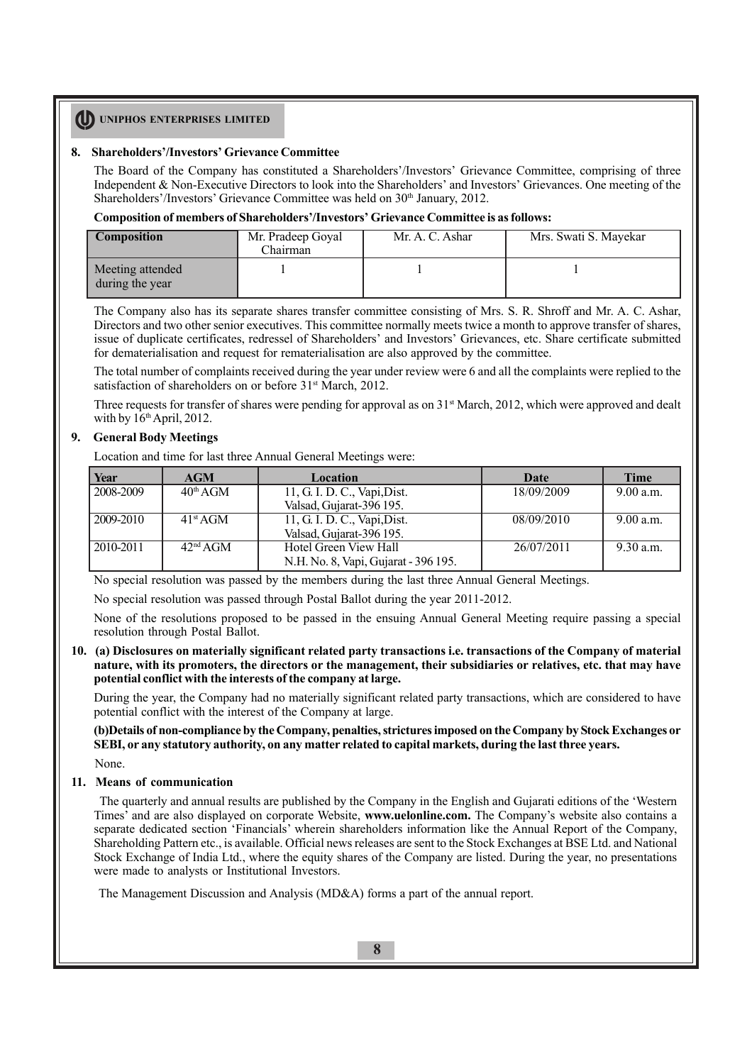## 8. Shareholders'/Investors' Grievance Committee

The Board of the Company has constituted a Shareholders'/Investors' Grievance Committee, comprising of three Independent & Non-Executive Directors to look into the Shareholders' and Investors' Grievances. One meeting of the Shareholders'/Investors' Grievance Committee was held on 30th January, 2012.

**Composition of members of Shareholders'/Investors' Grievance Committee is as follows:**

| Composition | Mr. Pradeep Goyal Chairman | Mr. A. C. Ashar | Mrs. Swati S. Mayekar |
|---|---|---|---|
| Meeting attended during the year | 1 | 1 | 1 |

The Company also has its separate shares transfer committee consisting of Mrs. S. R. Shroff and Mr. A. C. Ashar, Directors and two other senior executives. This committee normally meets twice a month to approve transfer of shares, issue of duplicate certificates, redressel of Shareholders' and Investors' Grievances, etc. Share certificate submitted for dematerialisation and request for rematerialisation are also approved by the committee.

The total number of complaints received during the year under review were 6 and all the complaints were replied to the satisfaction of shareholders on or before 31st March, 2012.

Three requests for transfer of shares were pending for approval as on 31st March, 2012, which were approved and dealt with by 16th April, 2012.

## 9. General Body Meetings

Location and time for last three Annual General Meetings were:

| Year | AGM | Location | Date | Time |
|---|---|---|---|---|
| 2008-2009 | 40th AGM | 11, G. I. D. C., Vapi,Dist. Valsad, Gujarat-396 195. | 18/09/2009 | 9.00 a.m. |
| 2009-2010 | 41st AGM | 11, G. I. D. C., Vapi,Dist. Valsad, Gujarat-396 195. | 08/09/2010 | 9.00 a.m. |
| 2010-2011 | 42nd AGM | Hotel Green View Hall N.H. No. 8, Vapi, Gujarat - 396 195. | 26/07/2011 | 9.30 a.m. |

No special resolution was passed by the members during the last three Annual General Meetings.

No special resolution was passed through Postal Ballot during the year 2011-2012.

None of the resolutions proposed to be passed in the ensuing Annual General Meeting require passing a special resolution through Postal Ballot.

## 10. (a) Disclosures on materially significant related party transactions i.e. transactions of the Company of material nature, with its promoters, the directors or the management, their subsidiaries or relatives, etc. that may have potential conflict with the interests of the company at large.

During the year, the Company had no materially significant related party transactions, which are considered to have potential conflict with the interest of the Company at large.

**(b)Details of non-compliance by the Company, penalties, strictures imposed on the Company by Stock Exchanges or SEBI, or any statutory authority, on any matter related to capital markets, during the last three years.**

None.

## 11. Means of communication

The quarterly and annual results are published by the Company in the English and Gujarati editions of the 'Western Times' and are also displayed on corporate Website, **www.uelonline.com.** The Company's website also contains a separate dedicated section 'Financials' wherein shareholders information like the Annual Report of the Company, Shareholding Pattern etc., is available. Official news releases are sent to the Stock Exchanges at BSE Ltd. and National Stock Exchange of India Ltd., where the equity shares of the Company are listed. During the year, no presentations were made to analysts or Institutional Investors.

The Management Discussion and Analysis (MD&A) forms a part of the annual report.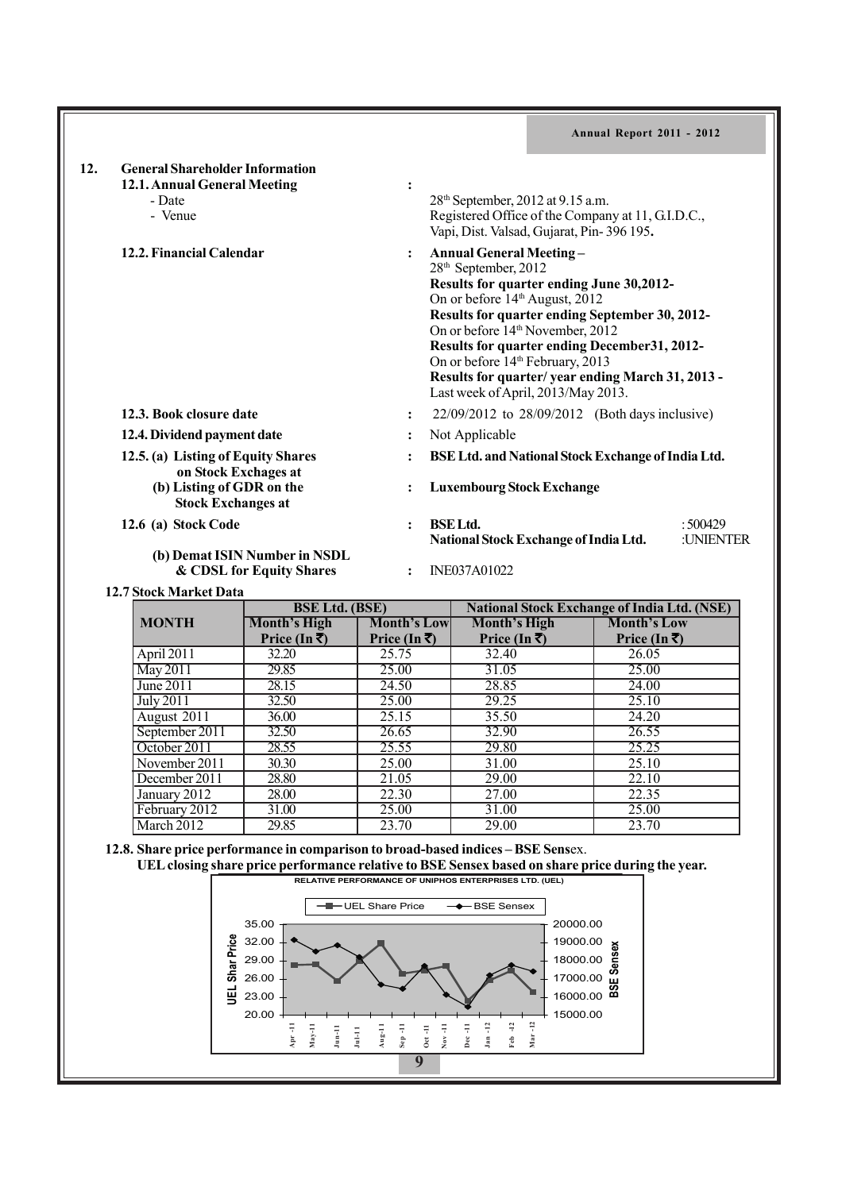## 12. General Shareholder Information

**12.1. Annual General Meeting** :

- Date: 28th September, 2012 at 9.15 a.m.
- Venue: Registered Office of the Company at 11, G.I.D.C., Vapi, Dist. Valsad, Gujarat, Pin- 396 195.

**12.2. Financial Calendar** :

**Annual General Meeting –**
28th September, 2012

**Results for quarter ending June 30,2012-**
On or before 14th August, 2012

**Results for quarter ending September 30, 2012-**
On or before 14th November, 2012

**Results for quarter ending December31, 2012-**
On or before 14th February, 2013

**Results for quarter/ year ending March 31, 2013 -**
Last week of April, 2013/May 2013.

**12.3. Book closure date** : 22/09/2012 to 28/09/2012 (Both days inclusive)

**12.4. Dividend payment date** : Not Applicable

**12.5. (a) Listing of Equity Shares on Stock Exchages at** : **BSE Ltd. and National Stock Exchange of India Ltd.**

**(b) Listing of GDR on the Stock Exchanges at** : **Luxembourg Stock Exchange**

**12.6 (a) Stock Code** :

| | |
|---|---|
| **BSE Ltd.** | :500429 |
| **National Stock Exchange of India Ltd.** | :UNIENTER |

**(b) Demat ISIN Number in NSDL & CDSL for Equity Shares** : INE037A01022

**12.7 Stock Market Data**

| MONTH | BSE Ltd. (BSE) | | National Stock Exchange of India Ltd. (NSE) | |
|---|---|---|---|---|
| | Month's High Price (In ₹) | Month's Low Price (In ₹) | Month's High Price (In ₹) | Month's Low Price (In ₹) |
| April 2011 | 32.20 | 25.75 | 32.40 | 26.05 |
| May 2011 | 29.85 | 25.00 | 31.05 | 25.00 |
| June 2011 | 28.15 | 24.50 | 28.85 | 24.00 |
| July 2011 | 32.50 | 25.00 | 29.25 | 25.10 |
| August 2011 | 36.00 | 25.15 | 35.50 | 24.20 |
| September 2011 | 32.50 | 26.65 | 32.90 | 26.55 |
| October 2011 | 28.55 | 25.55 | 29.80 | 25.25 |
| November 2011 | 30.30 | 25.00 | 31.00 | 25.10 |
| December 2011 | 28.80 | 21.05 | 29.00 | 22.10 |
| January 2012 | 28.00 | 22.30 | 27.00 | 22.35 |
| February 2012 | 31.00 | 25.00 | 31.00 | 25.00 |
| March 2012 | 29.85 | 23.70 | 29.00 | 23.70 |

**12.8. Share price performance in comparison to broad-based indices – BSE Sensex.**

**UEL closing share price performance relative to BSE Sensex based on share price during the year.**

RELATIVE PERFORMANCE OF UNIPHOS ENTERPRISES LTD. (UEL)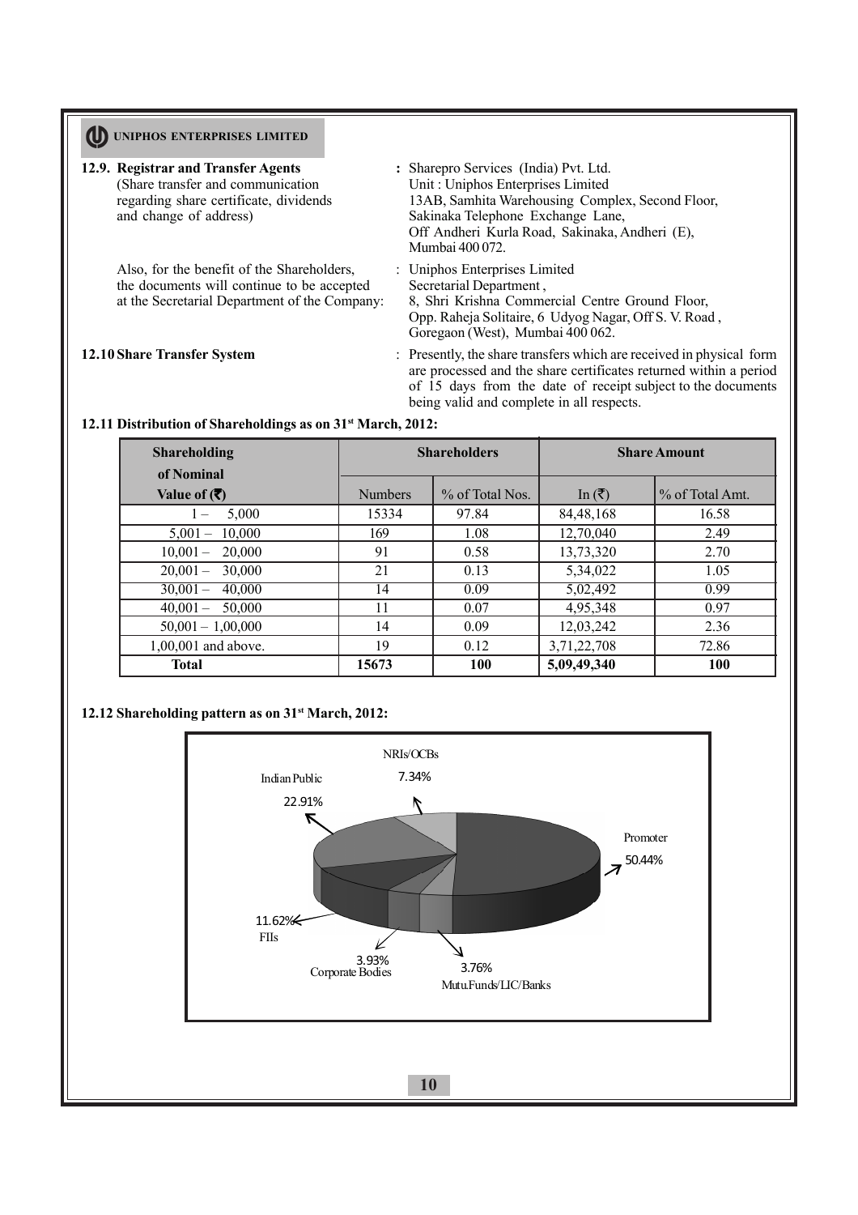**12.9. Registrar and Transfer Agents**
(Share transfer and communication regarding share certificate, dividends and change of address)
: Sharepro Services (India) Pvt. Ltd.
Unit : Uniphos Enterprises Limited
13AB, Samhita Warehousing Complex, Second Floor,
Sakinaka Telephone Exchange Lane,
Off Andheri Kurla Road, Sakinaka, Andheri (E),
Mumbai 400 072.

Also, for the benefit of the Shareholders, the documents will continue to be accepted at the Secretarial Department of the Company:
: Uniphos Enterprises Limited
Secretarial Department ,
8, Shri Krishna Commercial Centre Ground Floor,
Opp. Raheja Solitaire, 6 Udyog Nagar, Off S. V. Road ,
Goregaon (West), Mumbai 400 062.

**12.10 Share Transfer System**
: Presently, the share transfers which are received in physical form are processed and the share certificates returned within a period of 15 days from the date of receipt subject to the documents being valid and complete in all respects.

**12.11 Distribution of Shareholdings as on 31st March, 2012:**

| Shareholding of Nominal Value of (₹) | Shareholders | | Share Amount | |
|---|---|---|---|---|
| | Numbers | % of Total Nos. | In (₹) | % of Total Amt. |
| 1 – 5,000 | 15334 | 97.84 | 84,48,168 | 16.58 |
| 5,001 – 10,000 | 169 | 1.08 | 12,70,040 | 2.49 |
| 10,001 – 20,000 | 91 | 0.58 | 13,73,320 | 2.70 |
| 20,001 – 30,000 | 21 | 0.13 | 5,34,022 | 1.05 |
| 30,001 – 40,000 | 14 | 0.09 | 5,02,492 | 0.99 |
| 40,001 – 50,000 | 11 | 0.07 | 4,95,348 | 0.97 |
| 50,001 – 1,00,000 | 14 | 0.09 | 12,03,242 | 2.36 |
| 1,00,001 and above. | 19 | 0.12 | 3,71,22,708 | 72.86 |
| **Total** | **15673** | **100** | **5,09,49,340** | **100** |

**12.12 Shareholding pattern as on 31st March, 2012:**

NRIs/OCBs 7.34%
Indian Public 22.91%
Promoter 50.44%
FIIs 11.62%
Corporate Bodies 3.93%
Mutu.Funds/LIC/Banks 3.76%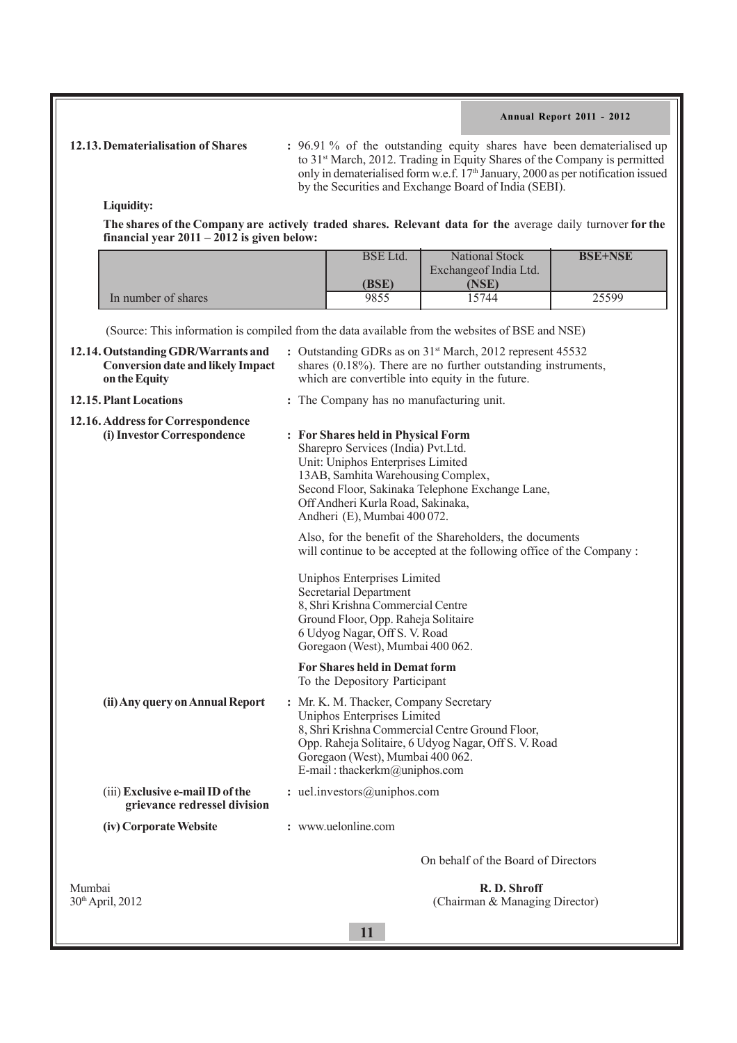**12.13. Dematerialisation of Shares** : 96.91 % of the outstanding equity shares have been dematerialised up to 31st March, 2012. Trading in Equity Shares of the Company is permitted only in dematerialised form w.e.f. 17th January, 2000 as per notification issued by the Securities and Exchange Board of India (SEBI).

**Liquidity:**

**The shares of the Company are actively traded shares. Relevant data for the** average daily turnover **for the financial year 2011 – 2012 is given below:**

| | BSE Ltd. (BSE) | National Stock Exchangeof India Ltd. (NSE) | BSE+NSE |
|---|---|---|---|
| In number of shares | 9855 | 15744 | 25599 |

(Source: This information is compiled from the data available from the websites of BSE and NSE)

**12.14. Outstanding GDR/Warrants and Conversion date and likely Impact on the Equity** : Outstanding GDRs as on 31st March, 2012 represent 45532 shares (0.18%). There are no further outstanding instruments, which are convertible into equity in the future.

**12.15. Plant Locations** : The Company has no manufacturing unit.

**12.16. Address for Correspondence**

**(i) Investor Correspondence** : **For Shares held in Physical Form**

Sharepro Services (India) Pvt.Ltd.
Unit: Uniphos Enterprises Limited
13AB, Samhita Warehousing Complex,
Second Floor, Sakinaka Telephone Exchange Lane,
Off Andheri Kurla Road, Sakinaka,
Andheri (E), Mumbai 400 072.

Also, for the benefit of the Shareholders, the documents will continue to be accepted at the following office of the Company :

Uniphos Enterprises Limited
Secretarial Department
8, Shri Krishna Commercial Centre
Ground Floor, Opp. Raheja Solitaire
6 Udyog Nagar, Off S. V. Road
Goregaon (West), Mumbai 400 062.

**For Shares held in Demat form**
To the Depository Participant

**(ii) Any query on Annual Report** : Mr. K. M. Thacker, Company Secretary
Uniphos Enterprises Limited
8, Shri Krishna Commercial Centre Ground Floor,
Opp. Raheja Solitaire, 6 Udyog Nagar, Off S. V. Road
Goregaon (West), Mumbai 400 062.
E-mail : thackerkm@uniphos.com

(iii) **Exclusive e-mail ID of the grievance redressel division** : uel.investors@uniphos.com

**(iv) Corporate Website** : www.uelonline.com

On behalf of the Board of Directors

Mumbai
30th April, 2012

**R. D. Shroff**
(Chairman & Managing Director)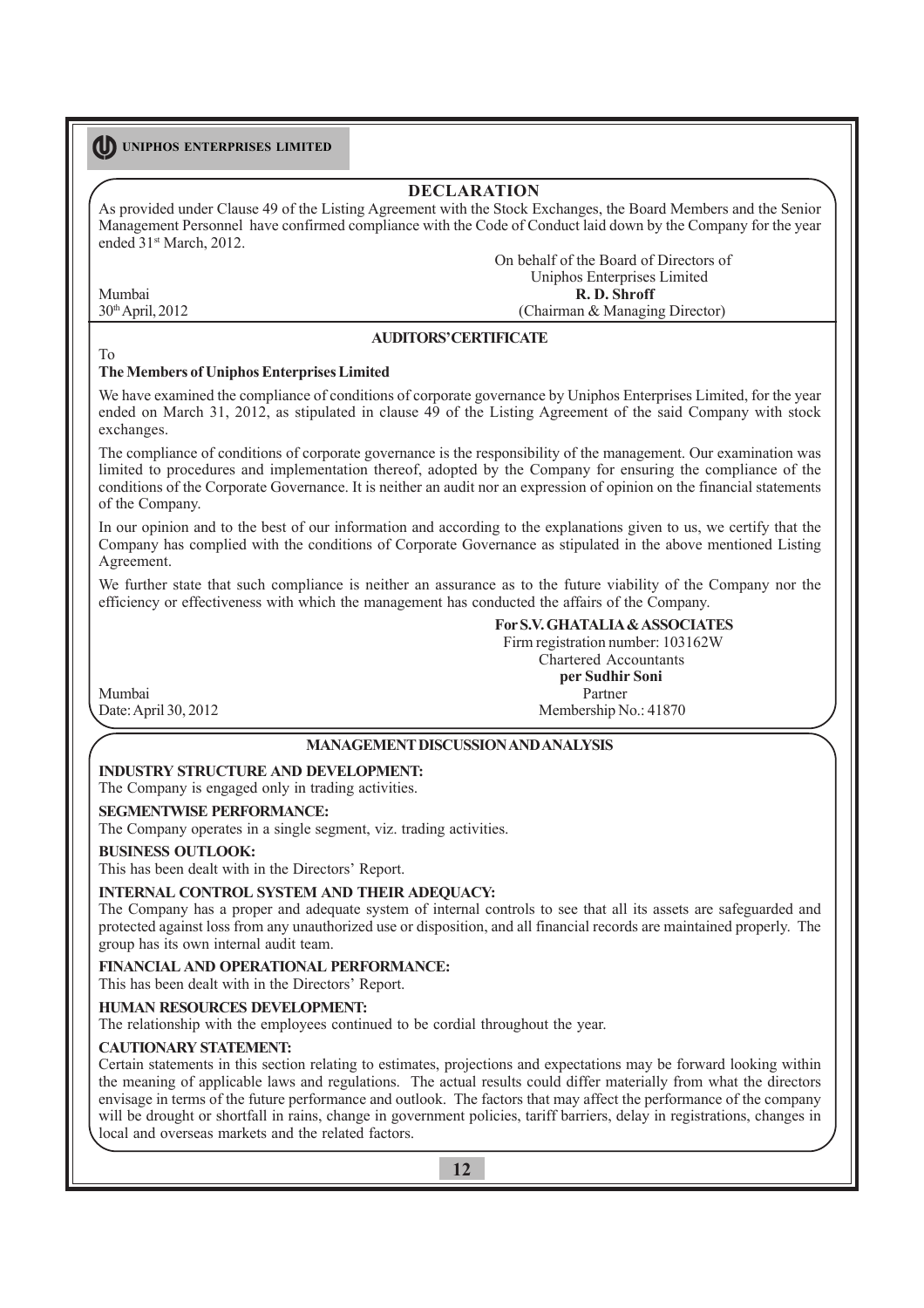## DECLARATION

As provided under Clause 49 of the Listing Agreement with the Stock Exchanges, the Board Members and the Senior Management Personnel have confirmed compliance with the Code of Conduct laid down by the Company for the year ended 31st March, 2012.

On behalf of the Board of Directors of
Uniphos Enterprises Limited
**R. D. Shroff**
(Chairman & Managing Director)

Mumbai
30th April, 2012

## AUDITORS' CERTIFICATE

To
**The Members of Uniphos Enterprises Limited**

We have examined the compliance of conditions of corporate governance by Uniphos Enterprises Limited, for the year ended on March 31, 2012, as stipulated in clause 49 of the Listing Agreement of the said Company with stock exchanges.

The compliance of conditions of corporate governance is the responsibility of the management. Our examination was limited to procedures and implementation thereof, adopted by the Company for ensuring the compliance of the conditions of the Corporate Governance. It is neither an audit nor an expression of opinion on the financial statements of the Company.

In our opinion and to the best of our information and according to the explanations given to us, we certify that the Company has complied with the conditions of Corporate Governance as stipulated in the above mentioned Listing Agreement.

We further state that such compliance is neither an assurance as to the future viability of the Company nor the efficiency or effectiveness with which the management has conducted the affairs of the Company.

**For S.V. GHATALIA & ASSOCIATES**
Firm registration number: 103162W
Chartered Accountants
**per Sudhir Soni**
Partner
Membership No.: 41870

Mumbai
Date: April 30, 2012

## MANAGEMENT DISCUSSION AND ANALYSIS

**INDUSTRY STRUCTURE AND DEVELOPMENT:**
The Company is engaged only in trading activities.

**SEGMENTWISE PERFORMANCE:**
The Company operates in a single segment, viz. trading activities.

**BUSINESS OUTLOOK:**
This has been dealt with in the Directors' Report.

**INTERNAL CONTROL SYSTEM AND THEIR ADEQUACY:**
The Company has a proper and adequate system of internal controls to see that all its assets are safeguarded and protected against loss from any unauthorized use or disposition, and all financial records are maintained properly. The group has its own internal audit team.

**FINANCIAL AND OPERATIONAL PERFORMANCE:**
This has been dealt with in the Directors' Report.

**HUMAN RESOURCES DEVELOPMENT:**
The relationship with the employees continued to be cordial throughout the year.

**CAUTIONARY STATEMENT:**
Certain statements in this section relating to estimates, projections and expectations may be forward looking within the meaning of applicable laws and regulations. The actual results could differ materially from what the directors envisage in terms of the future performance and outlook. The factors that may affect the performance of the company will be drought or shortfall in rains, change in government policies, tariff barriers, delay in registrations, changes in local and overseas markets and the related factors.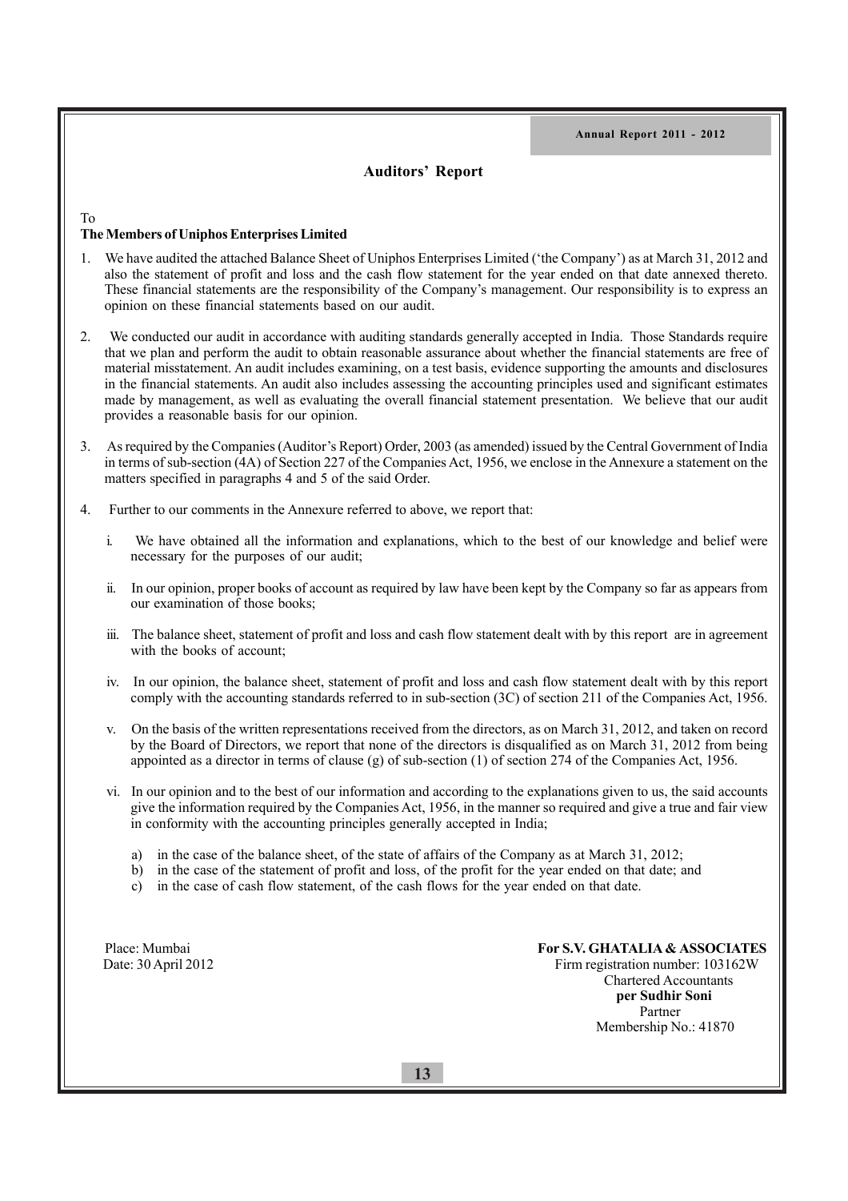## Auditors' Report

To
**The Members of Uniphos Enterprises Limited**

1. We have audited the attached Balance Sheet of Uniphos Enterprises Limited ('the Company') as at March 31, 2012 and also the statement of profit and loss and the cash flow statement for the year ended on that date annexed thereto. These financial statements are the responsibility of the Company's management. Our responsibility is to express an opinion on these financial statements based on our audit.

2. We conducted our audit in accordance with auditing standards generally accepted in India. Those Standards require that we plan and perform the audit to obtain reasonable assurance about whether the financial statements are free of material misstatement. An audit includes examining, on a test basis, evidence supporting the amounts and disclosures in the financial statements. An audit also includes assessing the accounting principles used and significant estimates made by management, as well as evaluating the overall financial statement presentation. We believe that our audit provides a reasonable basis for our opinion.

3. As required by the Companies (Auditor's Report) Order, 2003 (as amended) issued by the Central Government of India in terms of sub-section (4A) of Section 227 of the Companies Act, 1956, we enclose in the Annexure a statement on the matters specified in paragraphs 4 and 5 of the said Order.

4. Further to our comments in the Annexure referred to above, we report that:

   i. We have obtained all the information and explanations, which to the best of our knowledge and belief were necessary for the purposes of our audit;

   ii. In our opinion, proper books of account as required by law have been kept by the Company so far as appears from our examination of those books;

   iii. The balance sheet, statement of profit and loss and cash flow statement dealt with by this report are in agreement with the books of account;

   iv. In our opinion, the balance sheet, statement of profit and loss and cash flow statement dealt with by this report comply with the accounting standards referred to in sub-section (3C) of section 211 of the Companies Act, 1956.

   v. On the basis of the written representations received from the directors, as on March 31, 2012, and taken on record by the Board of Directors, we report that none of the directors is disqualified as on March 31, 2012 from being appointed as a director in terms of clause (g) of sub-section (1) of section 274 of the Companies Act, 1956.

   vi. In our opinion and to the best of our information and according to the explanations given to us, the said accounts give the information required by the Companies Act, 1956, in the manner so required and give a true and fair view in conformity with the accounting principles generally accepted in India;

      a) in the case of the balance sheet, of the state of affairs of the Company as at March 31, 2012;
      b) in the case of the statement of profit and loss, of the profit for the year ended on that date; and
      c) in the case of cash flow statement, of the cash flows for the year ended on that date.

Place: Mumbai
Date: 30 April 2012

**For S.V. GHATALIA & ASSOCIATES**
Firm registration number: 103162W
Chartered Accountants
**per Sudhir Soni**
Partner
Membership No.: 41870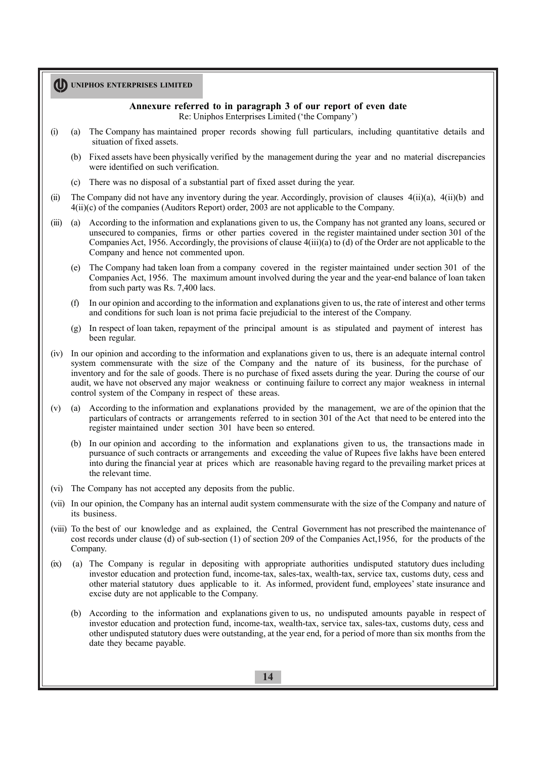## Annexure referred to in paragraph 3 of our report of even date

Re: Uniphos Enterprises Limited ('the Company')

(i) (a) The Company has maintained proper records showing full particulars, including quantitative details and situation of fixed assets.

(b) Fixed assets have been physically verified by the management during the year and no material discrepancies were identified on such verification.

(c) There was no disposal of a substantial part of fixed asset during the year.

(ii) The Company did not have any inventory during the year. Accordingly, provision of clauses 4(ii)(a), 4(ii)(b) and 4(ii)(c) of the companies (Auditors Report) order, 2003 are not applicable to the Company.

(iii) (a) According to the information and explanations given to us, the Company has not granted any loans, secured or unsecured to companies, firms or other parties covered in the register maintained under section 301 of the Companies Act, 1956. Accordingly, the provisions of clause 4(iii)(a) to (d) of the Order are not applicable to the Company and hence not commented upon.

(e) The Company had taken loan from a company covered in the register maintained under section 301 of the Companies Act, 1956. The maximum amount involved during the year and the year-end balance of loan taken from such party was Rs. 7,400 lacs.

(f) In our opinion and according to the information and explanations given to us, the rate of interest and other terms and conditions for such loan is not prima facie prejudicial to the interest of the Company.

(g) In respect of loan taken, repayment of the principal amount is as stipulated and payment of interest has been regular.

(iv) In our opinion and according to the information and explanations given to us, there is an adequate internal control system commensurate with the size of the Company and the nature of its business, for the purchase of inventory and for the sale of goods. There is no purchase of fixed assets during the year. During the course of our audit, we have not observed any major weakness or continuing failure to correct any major weakness in internal control system of the Company in respect of these areas.

(v) (a) According to the information and explanations provided by the management, we are of the opinion that the particulars of contracts or arrangements referred to in section 301 of the Act that need to be entered into the register maintained under section 301 have been so entered.

(b) In our opinion and according to the information and explanations given to us, the transactions made in pursuance of such contracts or arrangements and exceeding the value of Rupees five lakhs have been entered into during the financial year at prices which are reasonable having regard to the prevailing market prices at the relevant time.

(vi) The Company has not accepted any deposits from the public.

(vii) In our opinion, the Company has an internal audit system commensurate with the size of the Company and nature of its business.

(viii) To the best of our knowledge and as explained, the Central Government has not prescribed the maintenance of cost records under clause (d) of sub-section (1) of section 209 of the Companies Act,1956, for the products of the Company.

(ix) (a) The Company is regular in depositing with appropriate authorities undisputed statutory dues including investor education and protection fund, income-tax, sales-tax, wealth-tax, service tax, customs duty, cess and other material statutory dues applicable to it. As informed, provident fund, employees' state insurance and excise duty are not applicable to the Company.

(b) According to the information and explanations given to us, no undisputed amounts payable in respect of investor education and protection fund, income-tax, wealth-tax, service tax, sales-tax, customs duty, cess and other undisputed statutory dues were outstanding, at the year end, for a period of more than six months from the date they became payable.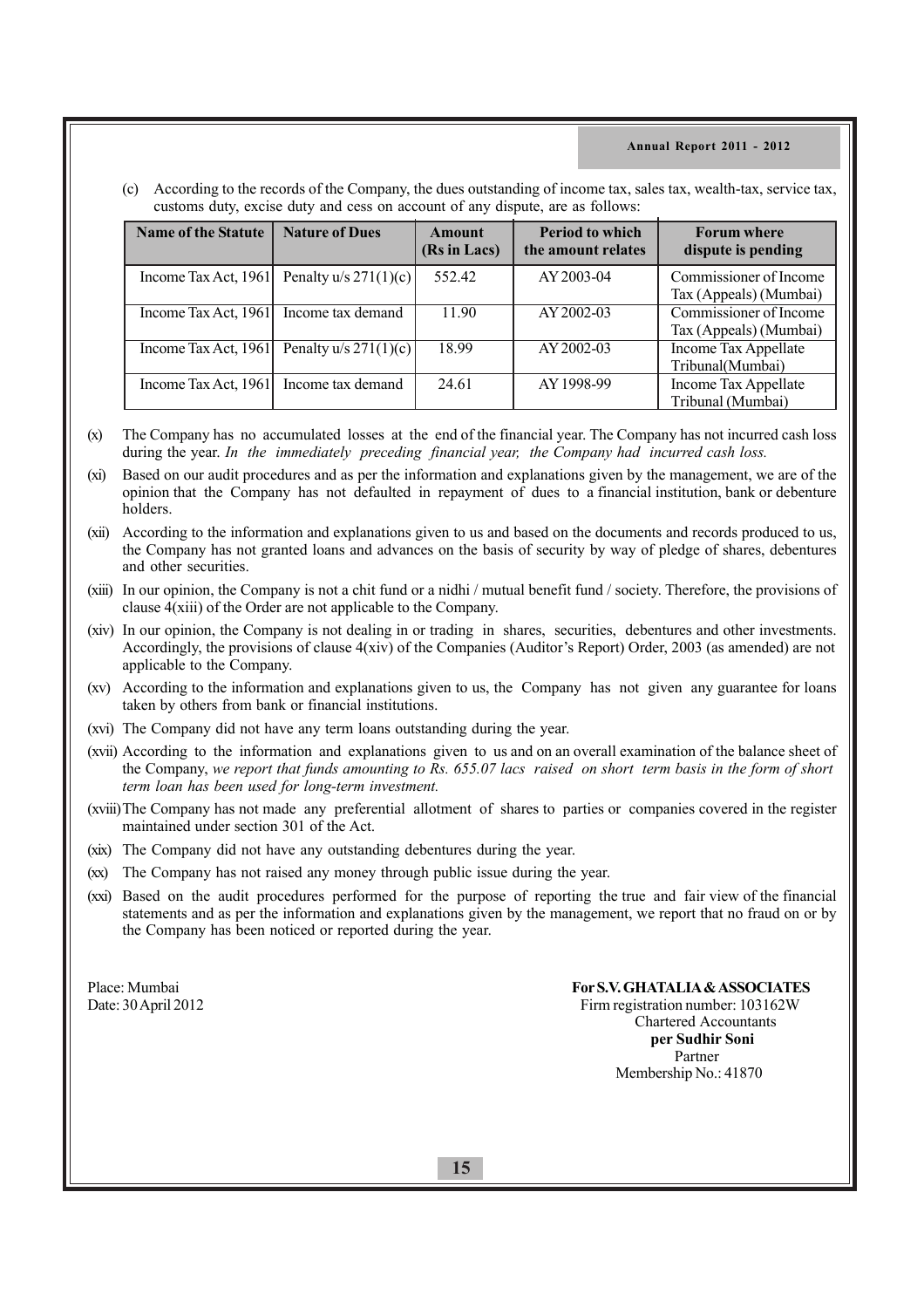(c) According to the records of the Company, the dues outstanding of income tax, sales tax, wealth-tax, service tax, customs duty, excise duty and cess on account of any dispute, are as follows:

| Name of the Statute | Nature of Dues | Amount (Rs in Lacs) | Period to which the amount relates | Forum where dispute is pending |
|---|---|---|---|---|
| Income Tax Act, 1961 | Penalty u/s 271(1)(c) | 552.42 | AY 2003-04 | Commissioner of Income Tax (Appeals) (Mumbai) |
| Income Tax Act, 1961 | Income tax demand | 11.90 | AY 2002-03 | Commissioner of Income Tax (Appeals) (Mumbai) |
| Income Tax Act, 1961 | Penalty u/s 271(1)(c) | 18.99 | AY 2002-03 | Income Tax Appellate Tribunal(Mumbai) |
| Income Tax Act, 1961 | Income tax demand | 24.61 | AY 1998-99 | Income Tax Appellate Tribunal (Mumbai) |

(x) The Company has no accumulated losses at the end of the financial year. The Company has not incurred cash loss during the year. *In the immediately preceding financial year, the Company had incurred cash loss.*

(xi) Based on our audit procedures and as per the information and explanations given by the management, we are of the opinion that the Company has not defaulted in repayment of dues to a financial institution, bank or debenture holders.

(xii) According to the information and explanations given to us and based on the documents and records produced to us, the Company has not granted loans and advances on the basis of security by way of pledge of shares, debentures and other securities.

(xiii) In our opinion, the Company is not a chit fund or a nidhi / mutual benefit fund / society. Therefore, the provisions of clause 4(xiii) of the Order are not applicable to the Company.

(xiv) In our opinion, the Company is not dealing in or trading in shares, securities, debentures and other investments. Accordingly, the provisions of clause 4(xiv) of the Companies (Auditor's Report) Order, 2003 (as amended) are not applicable to the Company.

(xv) According to the information and explanations given to us, the Company has not given any guarantee for loans taken by others from bank or financial institutions.

(xvi) The Company did not have any term loans outstanding during the year.

(xvii) According to the information and explanations given to us and on an overall examination of the balance sheet of the Company, *we report that funds amounting to Rs. 655.07 lacs raised on short term basis in the form of short term loan has been used for long-term investment.*

(xviii) The Company has not made any preferential allotment of shares to parties or companies covered in the register maintained under section 301 of the Act.

(xix) The Company did not have any outstanding debentures during the year.

(xx) The Company has not raised any money through public issue during the year.

(xxi) Based on the audit procedures performed for the purpose of reporting the true and fair view of the financial statements and as per the information and explanations given by the management, we report that no fraud on or by the Company has been noticed or reported during the year.

Place: Mumbai
Date: 30 April 2012

**For S.V. GHATALIA & ASSOCIATES**
Firm registration number: 103162W
Chartered Accountants
**per Sudhir Soni**
Partner
Membership No.: 41870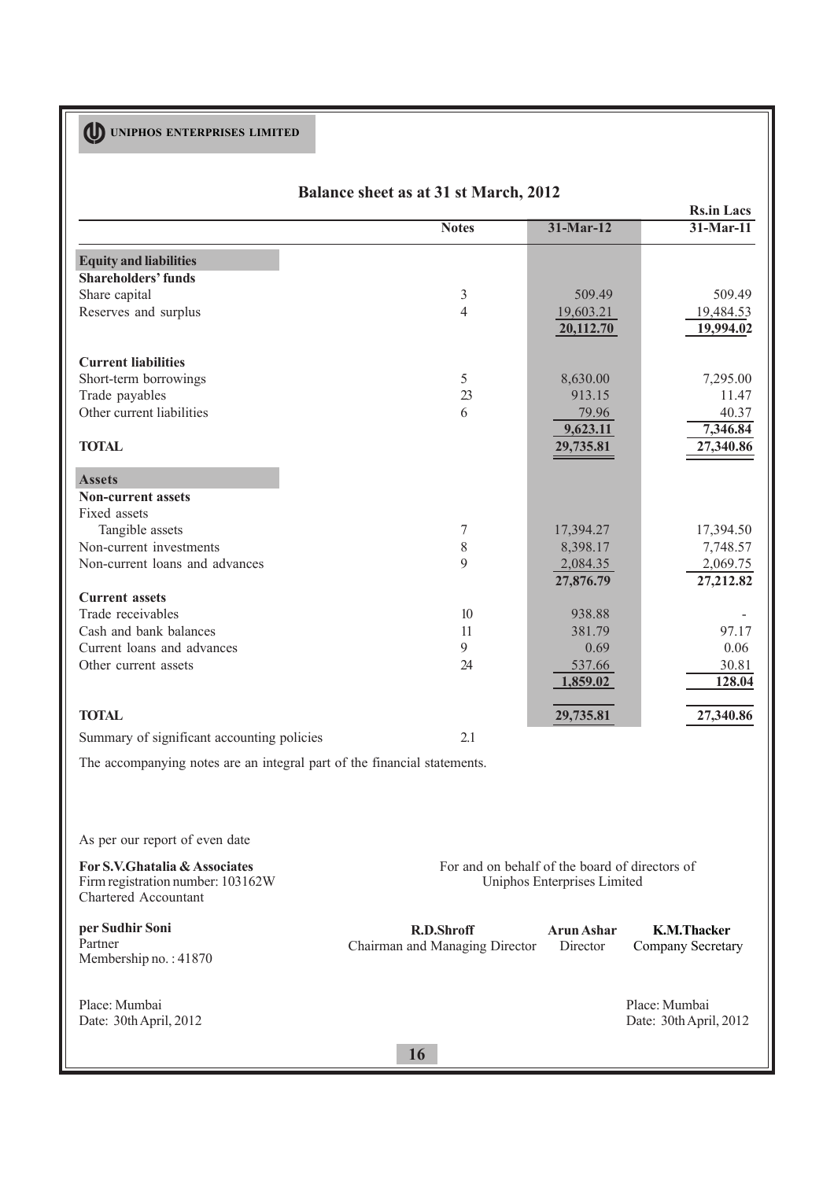UNIPHOS ENTERPRISES LIMITED

## Balance sheet as at 31 st March, 2012

Rs.in Lacs

| | Notes | 31-Mar-12 | 31-Mar-11 |
|---|---|---|---|
| **Equity and liabilities** | | | |
| **Shareholders' funds** | | | |
| Share capital | 3 | 509.49 | 509.49 |
| Reserves and surplus | 4 | 19,603.21 | 19,484.53 |
| | | **20,112.70** | **19,994.02** |
| **Current liabilities** | | | |
| Short-term borrowings | 5 | 8,630.00 | 7,295.00 |
| Trade payables | 23 | 913.15 | 11.47 |
| Other current liabilities | 6 | 79.96 | 40.37 |
| | | **9,623.11** | **7,346.84** |
| **TOTAL** | | **29,735.81** | **27,340.86** |
| **Assets** | | | |
| **Non-current assets** | | | |
| Fixed assets | | | |
| Tangible assets | 7 | 17,394.27 | 17,394.50 |
| Non-current investments | 8 | 8,398.17 | 7,748.57 |
| Non-current loans and advances | 9 | 2,084.35 | 2,069.75 |
| | | **27,876.79** | **27,212.82** |
| **Current assets** | | | |
| Trade receivables | 10 | 938.88 | - |
| Cash and bank balances | 11 | 381.79 | 97.17 |
| Current loans and advances | 9 | 0.69 | 0.06 |
| Other current assets | 24 | 537.66 | 30.81 |
| | | **1,859.02** | **128.04** |
| **TOTAL** | | **29,735.81** | **27,340.86** |
| Summary of significant accounting policies | 2.1 | | |

The accompanying notes are an integral part of the financial statements.

As per our report of even date

**For S.V.Ghatalia & Associates**
Firm registration number: 103162W
Chartered Accountant

**per Sudhir Soni**
Partner
Membership no. : 41870

Place: Mumbai
Date: 30th April, 2012

For and on behalf of the board of directors of
Uniphos Enterprises Limited

**R.D.Shroff** — Chairman and Managing Director
**Arun Ashar** — Director
**K.M.Thacker** — Company Secretary

Place: Mumbai
Date: 30th April, 2012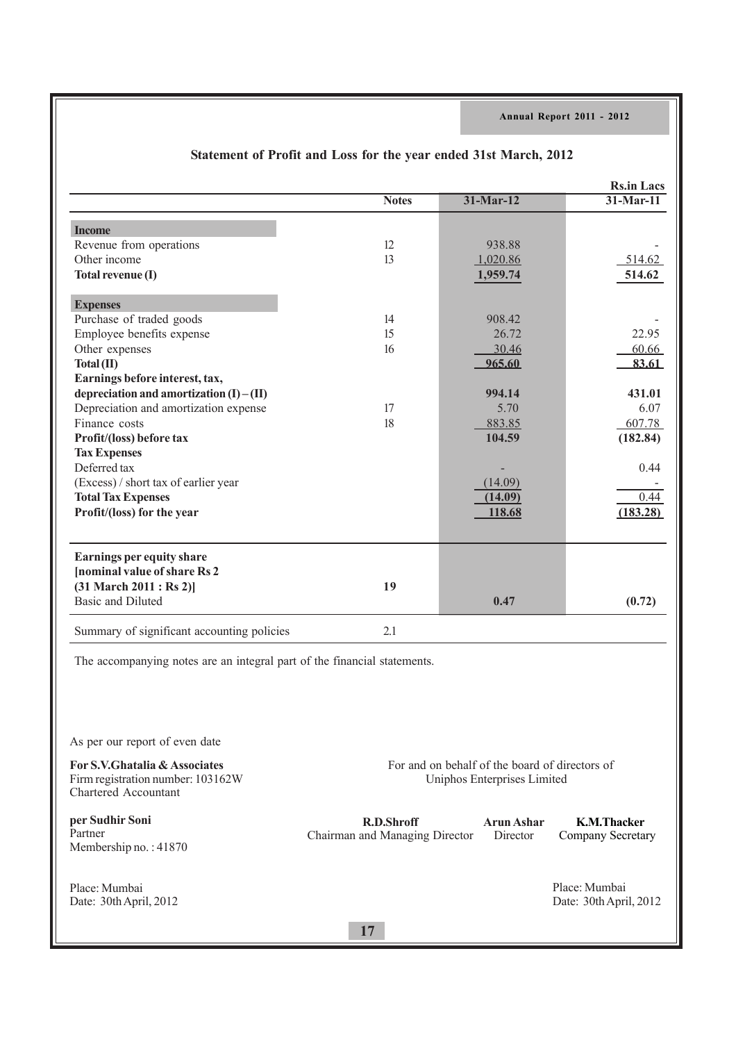## Statement of Profit and Loss for the year ended 31st March, 2012

Rs.in Lacs

| | Notes | 31-Mar-12 | 31-Mar-11 |
|---|---|---|---|
| **Income** | | | |
| Revenue from operations | 12 | 938.88 | - |
| Other income | 13 | 1,020.86 | 514.62 |
| **Total revenue (I)** | | **1,959.74** | **514.62** |
| **Expenses** | | | |
| Purchase of traded goods | 14 | 908.42 | - |
| Employee benefits expense | 15 | 26.72 | 22.95 |
| Other expenses | 16 | 30.46 | 60.66 |
| **Total (II)** | | **965.60** | **83.61** |
| **Earnings before interest, tax, depreciation and amortization (I) – (II)** | | **994.14** | **431.01** |
| Depreciation and amortization expense | 17 | 5.70 | 6.07 |
| Finance costs | 18 | 883.85 | 607.78 |
| **Profit/(loss) before tax** | | **104.59** | **(182.84)** |
| **Tax Expenses** | | | |
| Deferred tax | | - | 0.44 |
| (Excess) / short tax of earlier year | | (14.09) | - |
| **Total Tax Expenses** | | **(14.09)** | 0.44 |
| **Profit/(loss) for the year** | | **118.68** | **(183.28)** |
| **Earnings per equity share [nominal value of share Rs 2 (31 March 2011 : Rs 2)]** | **19** | | |
| Basic and Diluted | | **0.47** | **(0.72)** |
| Summary of significant accounting policies | 2.1 | | |

The accompanying notes are an integral part of the financial statements.

As per our report of even date

**For S.V.Ghatalia & Associates**
Firm registration number: 103162W
Chartered Accountant

**per Sudhir Soni**
Partner
Membership no. : 41870

Place: Mumbai
Date: 30th April, 2012

For and on behalf of the board of directors of
Uniphos Enterprises Limited

**R.D.Shroff**
Chairman and Managing Director

**Arun Ashar**
Director

**K.M.Thacker**
Company Secretary

Place: Mumbai
Date: 30th April, 2012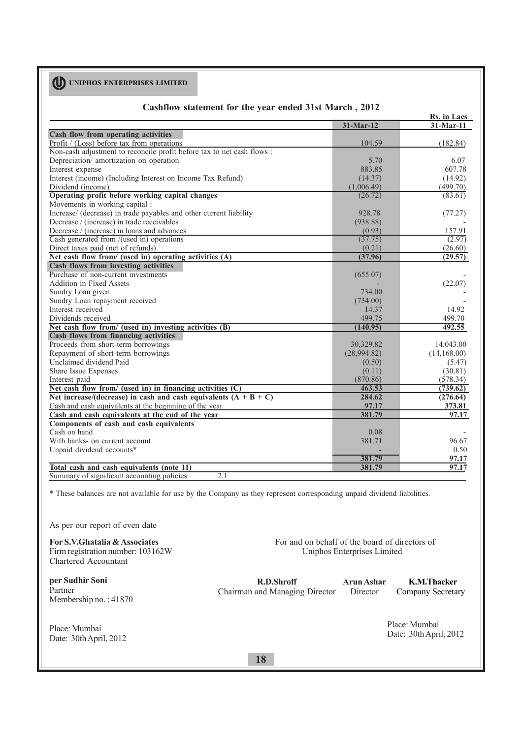**UNIPHOS ENTERPRISES LIMITED**

## Cashflow statement for the year ended 31st March , 2012

Rs. in Lacs

| | 31-Mar-12 | 31-Mar-11 |
|---|---|---|
| **Cash flow from operating activities** | | |
| Profit / (Loss) before tax from operations | 104.59 | (182.84) |
| Non-cash adjustment to reconcile profit before tax to net cash flows : | | |
| Depreciation/ amortization on operation | 5.70 | 6.07 |
| Interest expense | 883.85 | 607.78 |
| Interest (income) (Including Interest on Income Tax Refund) | (14.37) | (14.92) |
| Dividend (income) | (1,006.49) | (499.70) |
| **Operating profit before working capital changes** | (26.72) | (83.61) |
| Movements in working capital : | | |
| Increase/ (decrease) in trade payables and other current liability | 928.78 | (77.27) |
| Decrease / (increase) in trade receivables | (938.88) | - |
| Decrease / (increase) in loans and advances | (0.93) | 157.91 |
| Cash generated from /(used in) operations | (37.75) | (2.97) |
| Direct taxes paid (net of refunds) | (0.21) | (26.60) |
| **Net cash flow from/ (used in) operating activities (A)** | **(37.96)** | **(29.57)** |
| **Cash flows from investing activities** | | |
| Purchase of non-current investments | (655.07) | - |
| Addition in Fixed Assets | - | (22.07) |
| Sundry Loan given | 734.00 | - |
| Sundry Loan repayment received | (734.00) | - |
| Interest received | 14.37 | 14.92 |
| Dividends received | 499.75 | 499.70 |
| **Net cash flow from/ (used in) investing activities (B)** | **(140.95)** | **492.55** |
| **Cash flows from financing activities** | | |
| Proceeds from short-term borrowings | 30,329.82 | 14,043.00 |
| Repayment of short-term borrowings | (28,994.82) | (14,168.00) |
| Unclaimed dividend Paid | (0.50) | (5.47) |
| Share Issue Expenses | (0.11) | (30.81) |
| Interest paid | (870.86) | (578.34) |
| **Net cash flow from/ (used in) in financing activities (C)** | **463.53** | **(739.62)** |
| **Net increase/(decrease) in cash and cash equivalents (A + B + C)** | **284.62** | **(276.64)** |
| Cash and cash equivalents at the beginning of the year | **97.17** | **373.81** |
| **Cash and cash equivalents at the end of the year** | **381.79** | **97.17** |
| **Components of cash and cash equivalents** | | |
| Cash on hand | 0.08 | - |
| With banks- on current account | 381.71 | 96.67 |
| Unpaid dividend accounts* | - | 0.50 |
| | **381.79** | **97.17** |
| **Total cash and cash equivalents (note 11)** | **381.79** | **97.17** |
| Summary of significant accounting policies 2.1 | | |

\* These balances are not available for use by the Company as they represent corresponding unpaid dividend liabilities.

As per our report of even date

**For S.V.Ghatalia & Associates**
Firm registration number: 103162W
Chartered Accountant

**per Sudhir Soni**
Partner
Membership no. : 41870

Place: Mumbai
Date: 30th April, 2012

For and on behalf of the board of directors of
Uniphos Enterprises Limited

| **R.D.Shroff** | **Arun Ashar** | **K.M.Thacker** |
|---|---|---|
| Chairman and Managing Director | Director | Company Secretary |

Place: Mumbai
Date: 30th April, 2012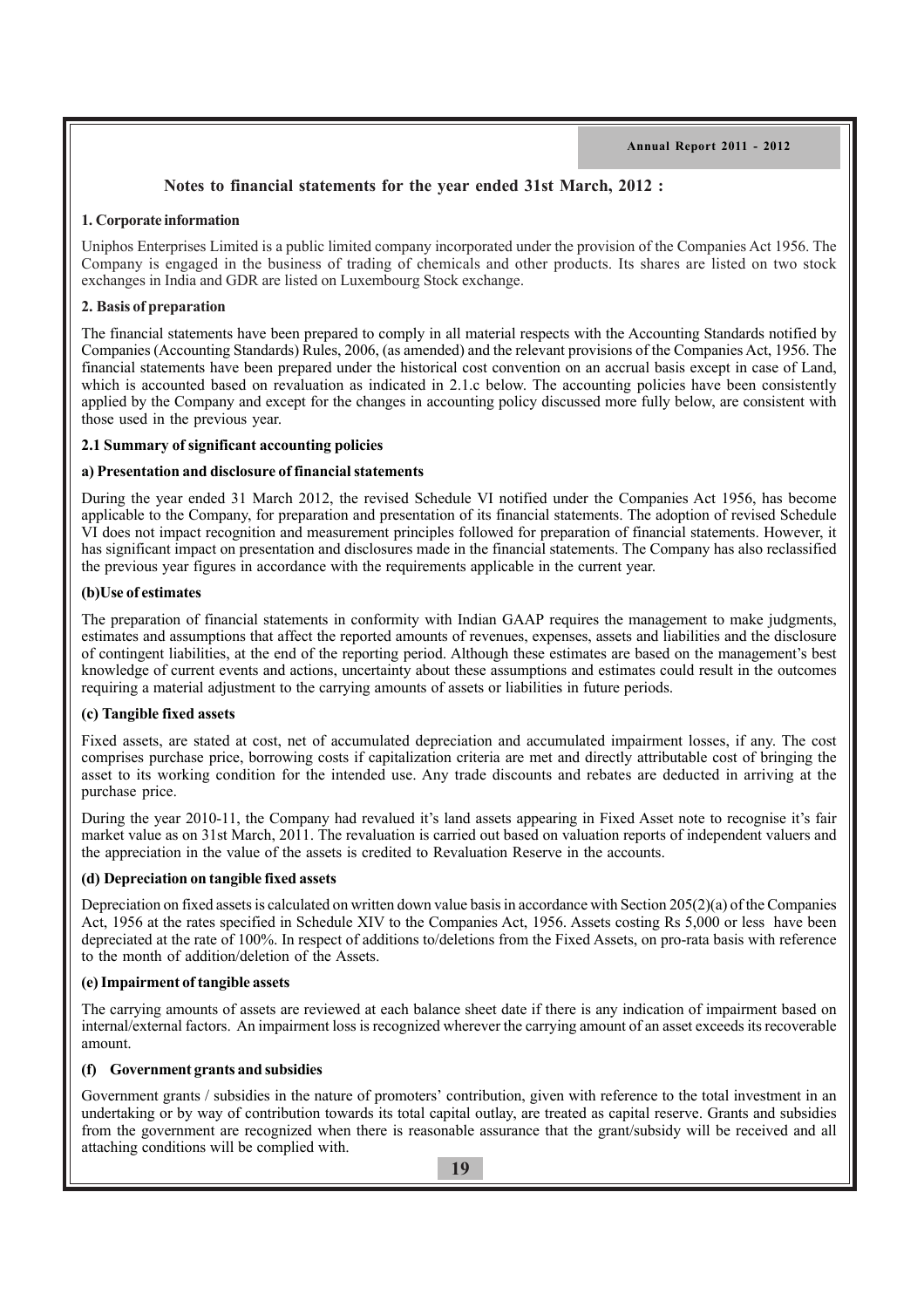## Notes to financial statements for the year ended 31st March, 2012 :

### 1. Corporate information

Uniphos Enterprises Limited is a public limited company incorporated under the provision of the Companies Act 1956. The Company is engaged in the business of trading of chemicals and other products. Its shares are listed on two stock exchanges in India and GDR are listed on Luxembourg Stock exchange.

### 2. Basis of preparation

The financial statements have been prepared to comply in all material respects with the Accounting Standards notified by Companies (Accounting Standards) Rules, 2006, (as amended) and the relevant provisions of the Companies Act, 1956. The financial statements have been prepared under the historical cost convention on an accrual basis except in case of Land, which is accounted based on revaluation as indicated in 2.1.c below. The accounting policies have been consistently applied by the Company and except for the changes in accounting policy discussed more fully below, are consistent with those used in the previous year.

### 2.1 Summary of significant accounting policies

#### a) Presentation and disclosure of financial statements

During the year ended 31 March 2012, the revised Schedule VI notified under the Companies Act 1956, has become applicable to the Company, for preparation and presentation of its financial statements. The adoption of revised Schedule VI does not impact recognition and measurement principles followed for preparation of financial statements. However, it has significant impact on presentation and disclosures made in the financial statements. The Company has also reclassified the previous year figures in accordance with the requirements applicable in the current year.

#### (b)Use of estimates

The preparation of financial statements in conformity with Indian GAAP requires the management to make judgments, estimates and assumptions that affect the reported amounts of revenues, expenses, assets and liabilities and the disclosure of contingent liabilities, at the end of the reporting period. Although these estimates are based on the management's best knowledge of current events and actions, uncertainty about these assumptions and estimates could result in the outcomes requiring a material adjustment to the carrying amounts of assets or liabilities in future periods.

#### (c) Tangible fixed assets

Fixed assets, are stated at cost, net of accumulated depreciation and accumulated impairment losses, if any. The cost comprises purchase price, borrowing costs if capitalization criteria are met and directly attributable cost of bringing the asset to its working condition for the intended use. Any trade discounts and rebates are deducted in arriving at the purchase price.

During the year 2010-11, the Company had revalued it's land assets appearing in Fixed Asset note to recognise it's fair market value as on 31st March, 2011. The revaluation is carried out based on valuation reports of independent valuers and the appreciation in the value of the assets is credited to Revaluation Reserve in the accounts.

#### (d) Depreciation on tangible fixed assets

Depreciation on fixed assets is calculated on written down value basis in accordance with Section 205(2)(a) of the Companies Act, 1956 at the rates specified in Schedule XIV to the Companies Act, 1956. Assets costing Rs 5,000 or less have been depreciated at the rate of 100%. In respect of additions to/deletions from the Fixed Assets, on pro-rata basis with reference to the month of addition/deletion of the Assets.

#### (e) Impairment of tangible assets

The carrying amounts of assets are reviewed at each balance sheet date if there is any indication of impairment based on internal/external factors. An impairment loss is recognized wherever the carrying amount of an asset exceeds its recoverable amount.

#### (f) Government grants and subsidies

Government grants / subsidies in the nature of promoters' contribution, given with reference to the total investment in an undertaking or by way of contribution towards its total capital outlay, are treated as capital reserve. Grants and subsidies from the government are recognized when there is reasonable assurance that the grant/subsidy will be received and all attaching conditions will be complied with.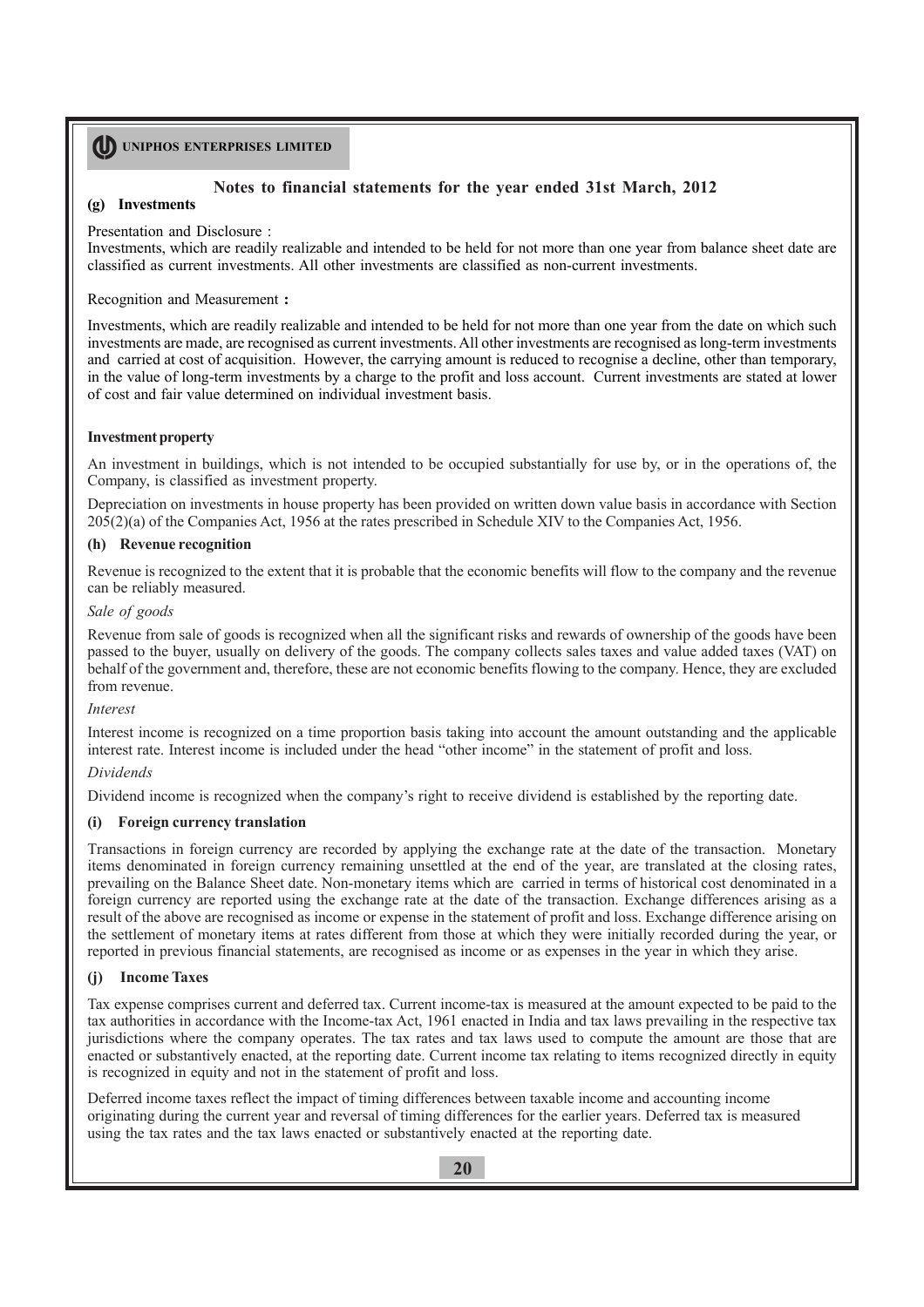## Notes to financial statements for the year ended 31st March, 2012

### (g) Investments

Presentation and Disclosure :

Investments, which are readily realizable and intended to be held for not more than one year from balance sheet date are classified as current investments. All other investments are classified as non-current investments.

Recognition and Measurement **:**

Investments, which are readily realizable and intended to be held for not more than one year from the date on which such investments are made, are recognised as current investments. All other investments are recognised as long-term investments and carried at cost of acquisition. However, the carrying amount is reduced to recognise a decline, other than temporary, in the value of long-term investments by a charge to the profit and loss account. Current investments are stated at lower of cost and fair value determined on individual investment basis.

**Investment property**

An investment in buildings, which is not intended to be occupied substantially for use by, or in the operations of, the Company, is classified as investment property.

Depreciation on investments in house property has been provided on written down value basis in accordance with Section 205(2)(a) of the Companies Act, 1956 at the rates prescribed in Schedule XIV to the Companies Act, 1956.

### (h) Revenue recognition

Revenue is recognized to the extent that it is probable that the economic benefits will flow to the company and the revenue can be reliably measured.

*Sale of goods*

Revenue from sale of goods is recognized when all the significant risks and rewards of ownership of the goods have been passed to the buyer, usually on delivery of the goods. The company collects sales taxes and value added taxes (VAT) on behalf of the government and, therefore, these are not economic benefits flowing to the company. Hence, they are excluded from revenue.

*Interest*

Interest income is recognized on a time proportion basis taking into account the amount outstanding and the applicable interest rate. Interest income is included under the head "other income" in the statement of profit and loss.

*Dividends*

Dividend income is recognized when the company's right to receive dividend is established by the reporting date.

### (i) Foreign currency translation

Transactions in foreign currency are recorded by applying the exchange rate at the date of the transaction. Monetary items denominated in foreign currency remaining unsettled at the end of the year, are translated at the closing rates, prevailing on the Balance Sheet date. Non-monetary items which are carried in terms of historical cost denominated in a foreign currency are reported using the exchange rate at the date of the transaction. Exchange differences arising as a result of the above are recognised as income or expense in the statement of profit and loss. Exchange difference arising on the settlement of monetary items at rates different from those at which they were initially recorded during the year, or reported in previous financial statements, are recognised as income or as expenses in the year in which they arise.

### (j) Income Taxes

Tax expense comprises current and deferred tax. Current income-tax is measured at the amount expected to be paid to the tax authorities in accordance with the Income-tax Act, 1961 enacted in India and tax laws prevailing in the respective tax jurisdictions where the company operates. The tax rates and tax laws used to compute the amount are those that are enacted or substantively enacted, at the reporting date. Current income tax relating to items recognized directly in equity is recognized in equity and not in the statement of profit and loss.

Deferred income taxes reflect the impact of timing differences between taxable income and accounting income originating during the current year and reversal of timing differences for the earlier years. Deferred tax is measured using the tax rates and the tax laws enacted or substantively enacted at the reporting date.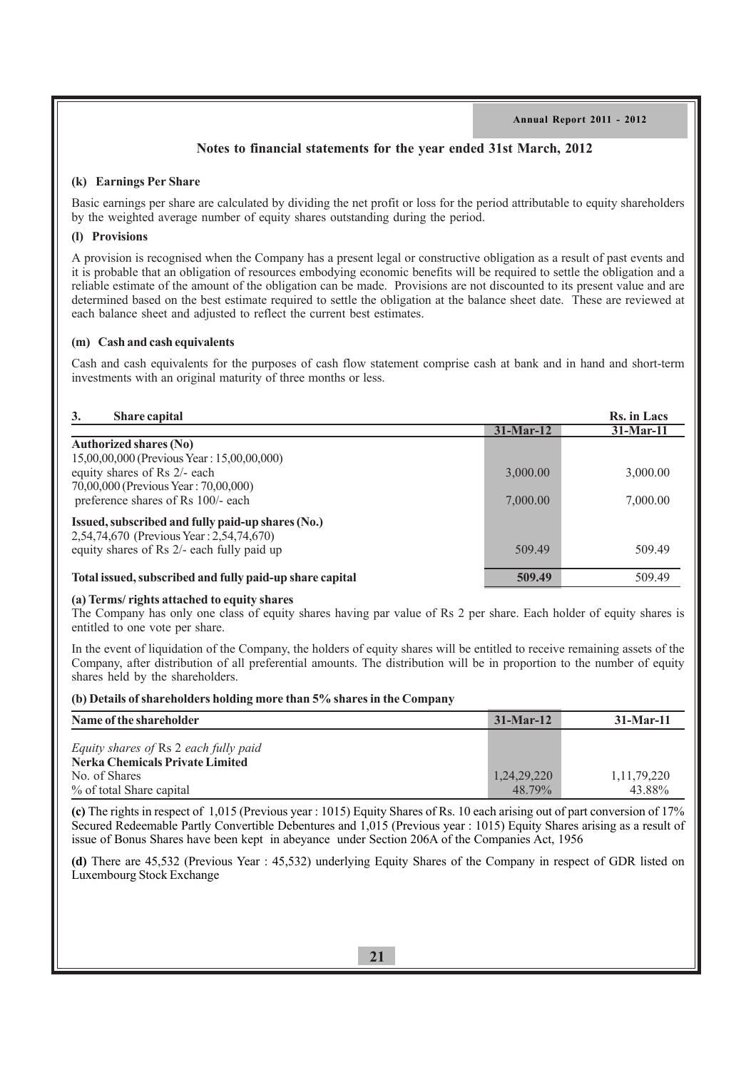## Notes to financial statements for the year ended 31st March, 2012

### (k) Earnings Per Share

Basic earnings per share are calculated by dividing the net profit or loss for the period attributable to equity shareholders by the weighted average number of equity shares outstanding during the period.

### (l) Provisions

A provision is recognised when the Company has a present legal or constructive obligation as a result of past events and it is probable that an obligation of resources embodying economic benefits will be required to settle the obligation and a reliable estimate of the amount of the obligation can be made. Provisions are not discounted to its present value and are determined based on the best estimate required to settle the obligation at the balance sheet date. These are reviewed at each balance sheet and adjusted to reflect the current best estimates.

### (m) Cash and cash equivalents

Cash and cash equivalents for the purposes of cash flow statement comprise cash at bank and in hand and short-term investments with an original maturity of three months or less.

### 3. Share capital

| | 31-Mar-12 | 31-Mar-11 |
|---|---|---|
| | | Rs. in Lacs |
| **Authorized shares (No)** | | |
| 15,00,00,000 (Previous Year : 15,00,00,000) equity shares of Rs 2/- each | 3,000.00 | 3,000.00 |
| 70,00,000 (Previous Year : 70,00,000) preference shares of Rs 100/- each | 7,000.00 | 7,000.00 |
| **Issued, subscribed and fully paid-up shares (No.)** | | |
| 2,54,74,670 (Previous Year : 2,54,74,670) equity shares of Rs 2/- each fully paid up | 509.49 | 509.49 |
| **Total issued, subscribed and fully paid-up share capital** | **509.49** | 509.49 |

**(a) Terms/ rights attached to equity shares**

The Company has only one class of equity shares having par value of Rs 2 per share. Each holder of equity shares is entitled to one vote per share.

In the event of liquidation of the Company, the holders of equity shares will be entitled to receive remaining assets of the Company, after distribution of all preferential amounts. The distribution will be in proportion to the number of equity shares held by the shareholders.

**(b) Details of shareholders holding more than 5% shares in the Company**

| Name of the shareholder | 31-Mar-12 | 31-Mar-11 |
|---|---|---|
| *Equity shares of* Rs 2 *each fully paid* | | |
| **Nerka Chemicals Private Limited** | | |
| No. of Shares | 1,24,29,220 | 1,11,79,220 |
| % of total Share capital | 48.79% | 43.88% |

**(c)** The rights in respect of 1,015 (Previous year : 1015) Equity Shares of Rs. 10 each arising out of part conversion of 17% Secured Redeemable Partly Convertible Debentures and 1,015 (Previous year : 1015) Equity Shares arising as a result of issue of Bonus Shares have been kept in abeyance under Section 206A of the Companies Act, 1956

**(d)** There are 45,532 (Previous Year : 45,532) underlying Equity Shares of the Company in respect of GDR listed on Luxembourg Stock Exchange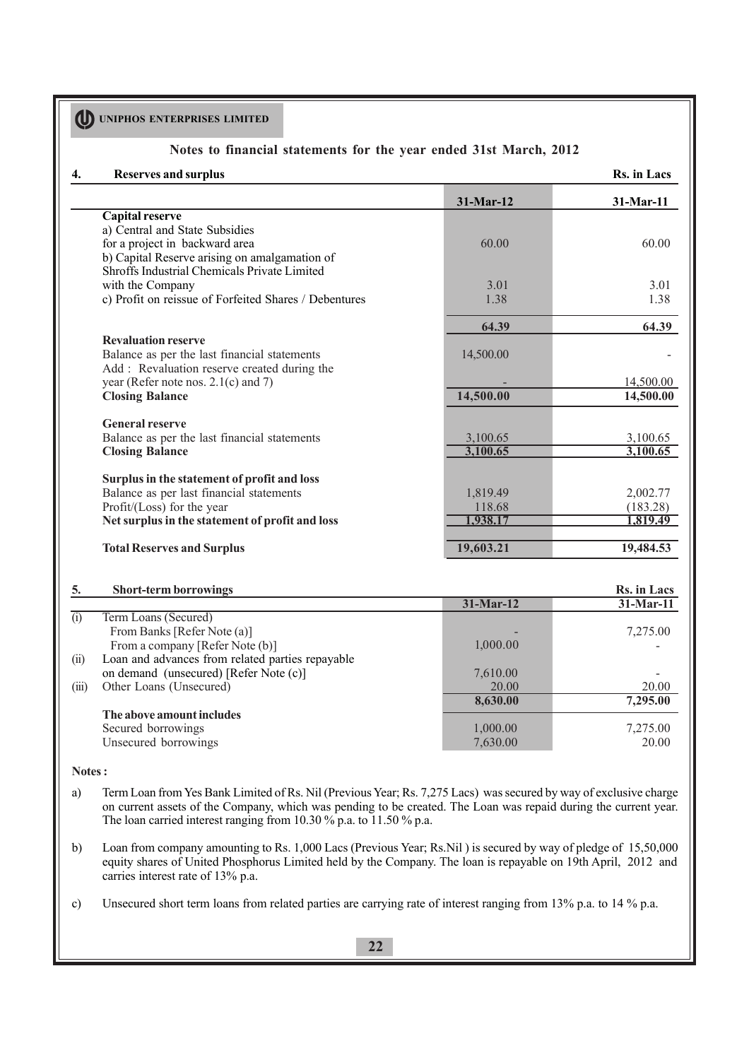## Notes to financial statements for the year ended 31st March, 2012

### 4. Reserves and surplus

Rs. in Lacs

| | 31-Mar-12 | 31-Mar-11 |
|---|---|---|
| **Capital reserve** | | |
| a) Central and State Subsidies for a project in backward area | 60.00 | 60.00 |
| b) Capital Reserve arising on amalgamation of Shroffs Industrial Chemicals Private Limited with the Company | 3.01 | 3.01 |
| c) Profit on reissue of Forfeited Shares / Debentures | 1.38 | 1.38 |
| | **64.39** | **64.39** |
| **Revaluation reserve** | | |
| Balance as per the last financial statements | 14,500.00 | - |
| Add : Revaluation reserve created during the year (Refer note nos. 2.1(c) and 7) | - | 14,500.00 |
| **Closing Balance** | **14,500.00** | **14,500.00** |
| **General reserve** | | |
| Balance as per the last financial statements | 3,100.65 | 3,100.65 |
| **Closing Balance** | **3,100.65** | **3,100.65** |
| **Surplus in the statement of profit and loss** | | |
| Balance as per last financial statements | 1,819.49 | 2,002.77 |
| Profit/(Loss) for the year | 118.68 | (183.28) |
| **Net surplus in the statement of profit and loss** | **1,938.17** | **1,819.49** |
| **Total Reserves and Surplus** | **19,603.21** | **19,484.53** |

### 5. Short-term borrowings

Rs. in Lacs

| | | 31-Mar-12 | 31-Mar-11 |
|---|---|---|---|
| (i) | Term Loans (Secured) | | |
| | From Banks [Refer Note (a)] | - | 7,275.00 |
| | From a company [Refer Note (b)] | 1,000.00 | - |
| (ii) | Loan and advances from related parties repayable on demand (unsecured) [Refer Note (c)] | 7,610.00 | - |
| (iii) | Other Loans (Unsecured) | 20.00 | 20.00 |
| | | **8,630.00** | **7,295.00** |
| | **The above amount includes** | | |
| | Secured borrowings | 1,000.00 | 7,275.00 |
| | Unsecured borrowings | 7,630.00 | 20.00 |

**Notes :**

a) Term Loan from Yes Bank Limited of Rs. Nil (Previous Year; Rs. 7,275 Lacs) was secured by way of exclusive charge on current assets of the Company, which was pending to be created. The Loan was repaid during the current year. The loan carried interest ranging from 10.30 % p.a. to 11.50 % p.a.

b) Loan from company amounting to Rs. 1,000 Lacs (Previous Year; Rs.Nil ) is secured by way of pledge of 15,50,000 equity shares of United Phosphorus Limited held by the Company. The loan is repayable on 19th April, 2012 and carries interest rate of 13% p.a.

c) Unsecured short term loans from related parties are carrying rate of interest ranging from 13% p.a. to 14 % p.a.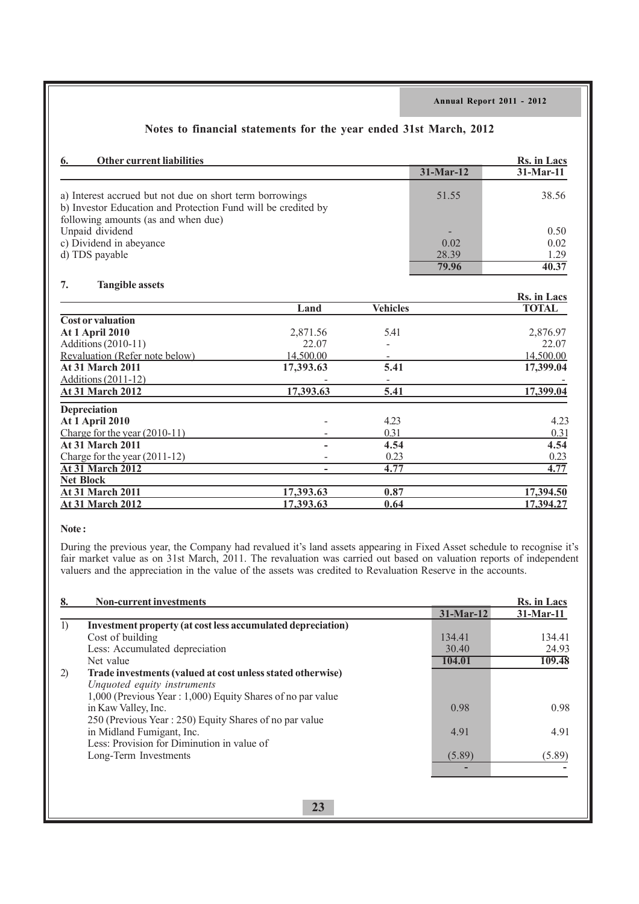## Notes to financial statements for the year ended 31st March, 2012

### 6. Other current liabilities

| | 31-Mar-12 | 31-Mar-11 |
|---|---|---|
| | | Rs. in Lacs |
| a) Interest accrued but not due on short term borrowings | 51.55 | 38.56 |
| b) Investor Education and Protection Fund will be credited by following amounts (as and when due) | | |
| Unpaid dividend | - | 0.50 |
| c) Dividend in abeyance | 0.02 | 0.02 |
| d) TDS payable | 28.39 | 1.29 |
| | **79.96** | **40.37** |

### 7. Tangible assets

Rs. in Lacs

| | Land | Vehicles | TOTAL |
|---|---|---|---|
| **Cost or valuation** | | | |
| **At 1 April 2010** | 2,871.56 | 5.41 | 2,876.97 |
| Additions (2010-11) | 22.07 | - | 22.07 |
| Revaluation (Refer note below) | 14,500.00 | - | 14,500.00 |
| **At 31 March 2011** | **17,393.63** | **5.41** | **17,399.04** |
| Additions (2011-12) | - | - | - |
| **At 31 March 2012** | **17,393.63** | **5.41** | **17,399.04** |
| **Depreciation** | | | |
| **At 1 April 2010** | - | 4.23 | 4.23 |
| Charge for the year (2010-11) | - | 0.31 | 0.31 |
| **At 31 March 2011** | **-** | **4.54** | **4.54** |
| Charge for the year (2011-12) | - | 0.23 | 0.23 |
| **At 31 March 2012** | **-** | **4.77** | **4.77** |
| **Net Block** | | | |
| **At 31 March 2011** | **17,393.63** | **0.87** | **17,394.50** |
| **At 31 March 2012** | **17,393.63** | **0.64** | **17,394.27** |

**Note :**

During the previous year, the Company had revalued it's land assets appearing in Fixed Asset schedule to recognise it's fair market value as on 31st March, 2011. The revaluation was carried out based on valuation reports of independent valuers and the appreciation in the value of the assets was credited to Revaluation Reserve in the accounts.

### 8. Non-current investments

| | | 31-Mar-12 | 31-Mar-11 |
|---|---|---|---|
| | | | Rs. in Lacs |
| 1) | **Investment property (at cost less accumulated depreciation)** | | |
| | Cost of building | 134.41 | 134.41 |
| | Less: Accumulated depreciation | 30.40 | 24.93 |
| | Net value | **104.01** | **109.48** |
| 2) | **Trade investments (valued at cost unless stated otherwise)** | | |
| | *Unquoted equity instruments* | | |
| | 1,000 (Previous Year : 1,000) Equity Shares of no par value in Kaw Valley, Inc. | 0.98 | 0.98 |
| | 250 (Previous Year : 250) Equity Shares of no par value in Midland Fumigant, Inc. | 4.91 | 4.91 |
| | Less: Provision for Diminution in value of Long-Term Investments | (5.89) | (5.89) |
| | | - | - |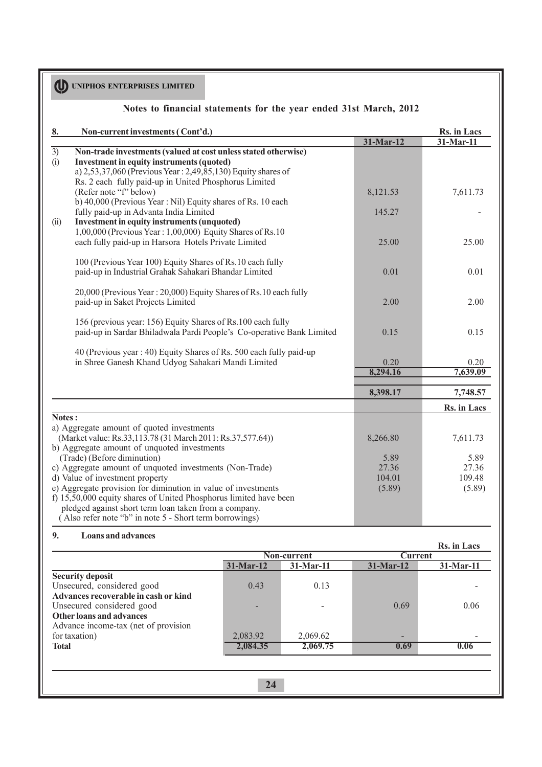**UNIPHOS ENTERPRISES LIMITED**

## Notes to financial statements for the year ended 31st March, 2012

### 8. Non-current investments ( Cont'd.)

| | | 31-Mar-12 | 31-Mar-11 |
|---|---|---|---|
| | | | Rs. in Lacs |
| 3) | **Non-trade investments (valued at cost unless stated otherwise)** | | |
| (i) | **Investment in equity instruments (quoted)** | | |
| | a) 2,53,37,060 (Previous Year : 2,49,85,130) Equity shares of Rs. 2 each fully paid-up in United Phosphorus Limited (Refer note "f" below) | 8,121.53 | 7,611.73 |
| | b) 40,000 (Previous Year : Nil) Equity shares of Rs. 10 each fully paid-up in Advanta India Limited | 145.27 | - |
| (ii) | **Investment in equity instruments (unquoted)** | | |
| | 1,00,000 (Previous Year : 1,00,000) Equity Shares of Rs.10 each fully paid-up in Harsora Hotels Private Limited | 25.00 | 25.00 |
| | 100 (Previous Year 100) Equity Shares of Rs.10 each fully paid-up in Industrial Grahak Sahakari Bhandar Limited | 0.01 | 0.01 |
| | 20,000 (Previous Year : 20,000) Equity Shares of Rs.10 each fully paid-up in Saket Projects Limited | 2.00 | 2.00 |
| | 156 (previous year: 156) Equity Shares of Rs.100 each fully paid-up in Sardar Bhiladwala Pardi People's Co-operative Bank Limited | 0.15 | 0.15 |
| | 40 (Previous year : 40) Equity Shares of Rs. 500 each fully paid-up in Shree Ganesh Khand Udyog Sahakari Mandi Limited | 0.20 | 0.20 |
| | | **8,294.16** | **7,639.09** |
| | | **8,398.17** | **7,748.57** |

| **Notes :** | | Rs. in Lacs |
|---|---|---|
| a) Aggregate amount of quoted investments (Market value: Rs.33,113.78 (31 March 2011: Rs.37,577.64)) | 8,266.80 | 7,611.73 |
| b) Aggregate amount of unquoted investments (Trade) (Before diminution) | 5.89 | 5.89 |
| c) Aggregate amount of unquoted investments (Non-Trade) | 27.36 | 27.36 |
| d) Value of investment property | 104.01 | 109.48 |
| e) Aggregate provision for diminution in value of investments | (5.89) | (5.89) |
| f) 15,50,000 equity shares of United Phosphorus limited have been pledged against short term loan taken from a company. ( Also refer note "b" in note 5 - Short term borrowings) | | |

### 9. Loans and advances

Rs. in Lacs

| | Non-current | | Current | |
|---|---|---|---|---|
| | 31-Mar-12 | 31-Mar-11 | 31-Mar-12 | 31-Mar-11 |
| **Security deposit** | | | | |
| Unsecured, considered good | 0.43 | 0.13 | | - |
| **Advances recoverable in cash or kind** | | | | |
| Unsecured considered good | - | - | 0.69 | 0.06 |
| **Other loans and advances** | | | | |
| Advance income-tax (net of provision for taxation) | 2,083.92 | 2,069.62 | - | - |
| **Total** | **2,084.35** | **2,069.75** | **0.69** | **0.06** |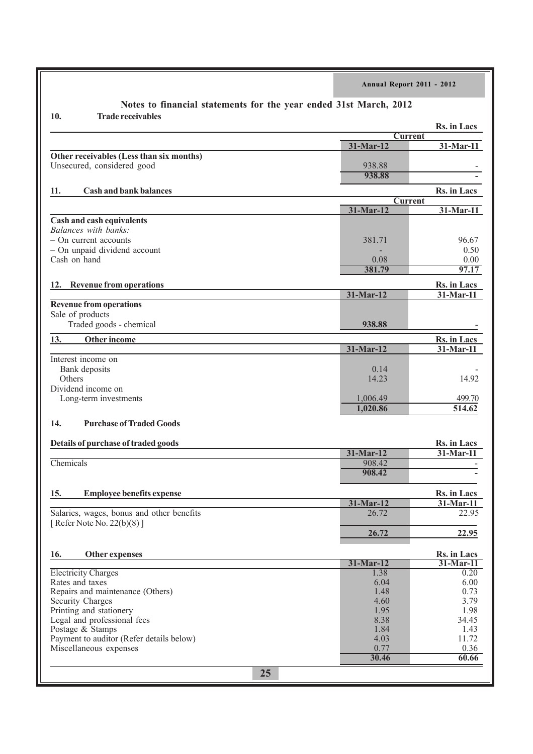## Notes to financial statements for the year ended 31st March, 2012

### 10. Trade receivables

Rs. in Lacs

| | Current | |
|---|---|---|
| | 31-Mar-12 | 31-Mar-11 |
| **Other receivables (Less than six months)** | | |
| Unsecured, considered good | 938.88 | - |
| | **938.88** | **-** |

### 11. Cash and bank balances

Rs. in Lacs

| | Current | |
|---|---|---|
| | 31-Mar-12 | 31-Mar-11 |
| **Cash and cash equivalents** | | |
| *Balances with banks:* | | |
| – On current accounts | 381.71 | 96.67 |
| – On unpaid dividend account | - | 0.50 |
| Cash on hand | 0.08 | 0.00 |
| | **381.79** | **97.17** |

### 12. Revenue from operations

Rs. in Lacs

| | 31-Mar-12 | 31-Mar-11 |
|---|---|---|
| **Revenue from operations** | | |
| Sale of products | | |
| Traded goods - chemical | **938.88** | **-** |

### 13. Other income

Rs. in Lacs

| | 31-Mar-12 | 31-Mar-11 |
|---|---|---|
| Interest income on | | |
| Bank deposits | 0.14 | - |
| Others | 14.23 | 14.92 |
| Dividend income on | | |
| Long-term investments | 1,006.49 | 499.70 |
| | **1,020.86** | **514.62** |

### 14. Purchase of Traded Goods

**Details of purchase of traded goods**

Rs. in Lacs

| | 31-Mar-12 | 31-Mar-11 |
|---|---|---|
| Chemicals | 908.42 | - |
| | **908.42** | **-** |

### 15. Employee benefits expense

Rs. in Lacs

| | 31-Mar-12 | 31-Mar-11 |
|---|---|---|
| Salaries, wages, bonus and other benefits [ Refer Note No. 22(b)(8) ] | 26.72 | 22.95 |
| | **26.72** | **22.95** |

### 16. Other expenses

Rs. in Lacs

| | 31-Mar-12 | 31-Mar-11 |
|---|---|---|
| Electricity Charges | 1.38 | 0.20 |
| Rates and taxes | 6.04 | 6.00 |
| Repairs and maintenance (Others) | 1.48 | 0.73 |
| Security Charges | 4.60 | 3.79 |
| Printing and stationery | 1.95 | 1.98 |
| Legal and professional fees | 8.38 | 34.45 |
| Postage & Stamps | 1.84 | 1.43 |
| Payment to auditor (Refer details below) | 4.03 | 11.72 |
| Miscellaneous expenses | 0.77 | 0.36 |
| | **30.46** | **60.66** |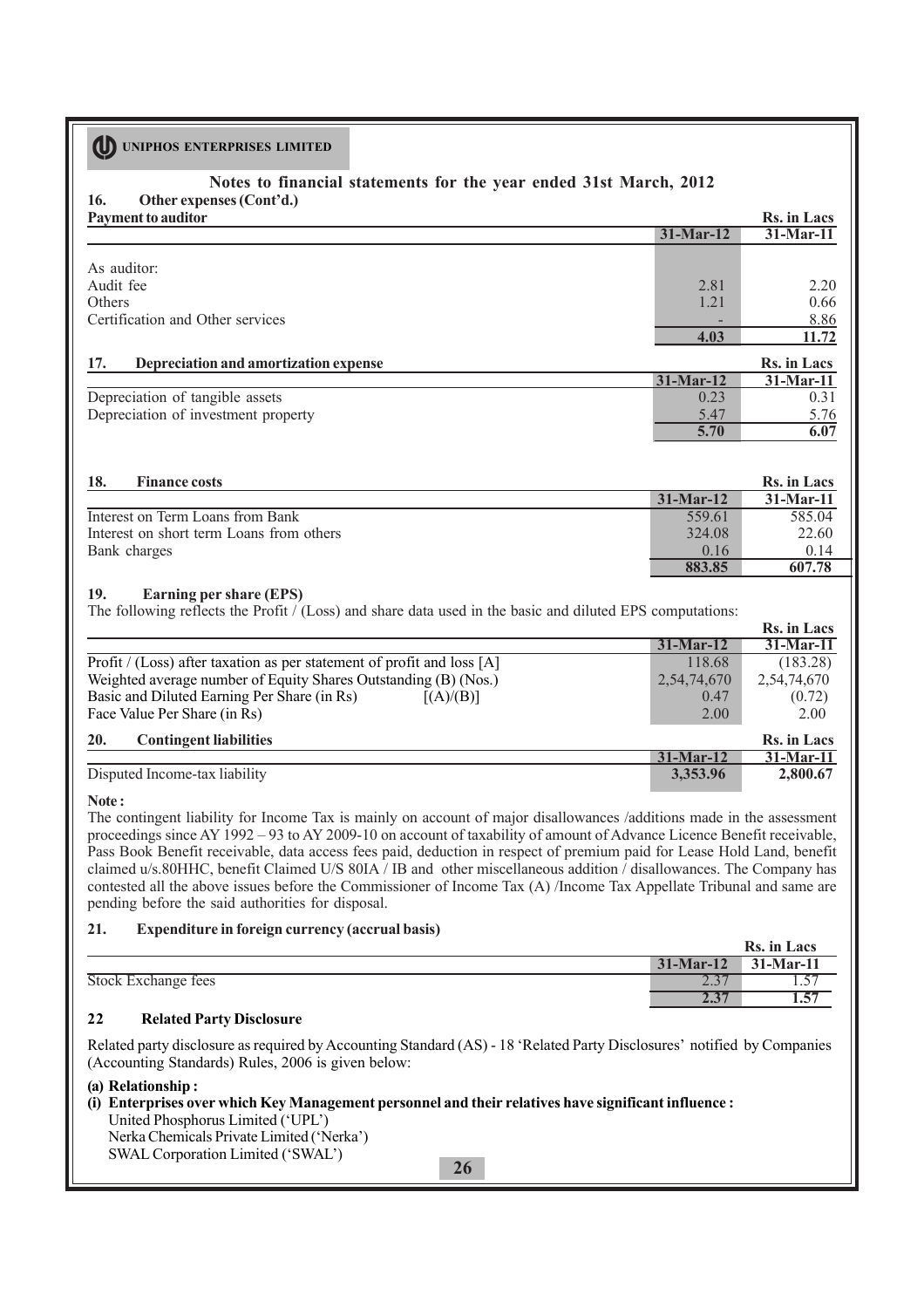## Notes to financial statements for the year ended 31st March, 2012

### 16. Other expenses (Cont'd.)

**Payment to auditor**

| | 31-Mar-12 | 31-Mar-11 |
|---|---|---|
| | | Rs. in Lacs |
| As auditor: | | |
| Audit fee | 2.81 | 2.20 |
| Others | 1.21 | 0.66 |
| Certification and Other services | - | 8.86 |
| | **4.03** | **11.72** |

### 17. Depreciation and amortization expense

| | 31-Mar-12 | 31-Mar-11 |
|---|---|---|
| | | Rs. in Lacs |
| Depreciation of tangible assets | 0.23 | 0.31 |
| Depreciation of investment property | 5.47 | 5.76 |
| | **5.70** | **6.07** |

### 18. Finance costs

| | 31-Mar-12 | 31-Mar-11 |
|---|---|---|
| | | Rs. in Lacs |
| Interest on Term Loans from Bank | 559.61 | 585.04 |
| Interest on short term Loans from others | 324.08 | 22.60 |
| Bank charges | 0.16 | 0.14 |
| | **883.85** | **607.78** |

### 19. Earning per share (EPS)

The following reflects the Profit / (Loss) and share data used in the basic and diluted EPS computations:

| | 31-Mar-12 | 31-Mar-11 |
|---|---|---|
| | | Rs. in Lacs |
| Profit / (Loss) after taxation as per statement of profit and loss [A] | 118.68 | (183.28) |
| Weighted average number of Equity Shares Outstanding (B) (Nos.) | 2,54,74,670 | 2,54,74,670 |
| Basic and Diluted Earning Per Share (in Rs) [(A)/(B)] | 0.47 | (0.72) |
| Face Value Per Share (in Rs) | 2.00 | 2.00 |

### 20. Contingent liabilities

| | 31-Mar-12 | 31-Mar-11 |
|---|---|---|
| | | Rs. in Lacs |
| Disputed Income-tax liability | **3,353.96** | **2,800.67** |

**Note :**

The contingent liability for Income Tax is mainly on account of major disallowances /additions made in the assessment proceedings since AY 1992 – 93 to AY 2009-10 on account of taxability of amount of Advance Licence Benefit receivable, Pass Book Benefit receivable, data access fees paid, deduction in respect of premium paid for Lease Hold Land, benefit claimed u/s.80HHC, benefit Claimed U/S 80IA / IB and other miscellaneous addition / disallowances. The Company has contested all the above issues before the Commissioner of Income Tax (A) /Income Tax Appellate Tribunal and same are pending before the said authorities for disposal.

### 21. Expenditure in foreign currency (accrual basis)

| | 31-Mar-12 | 31-Mar-11 |
|---|---|---|
| | | Rs. in Lacs |
| Stock Exchange fees | 2.37 | 1.57 |
| | **2.37** | **1.57** |

### 22 Related Party Disclosure

Related party disclosure as required by Accounting Standard (AS) - 18 'Related Party Disclosures' notified by Companies (Accounting Standards) Rules, 2006 is given below:

**(a) Relationship :**

**(i) Enterprises over which Key Management personnel and their relatives have significant influence :**

United Phosphorus Limited ('UPL')
Nerka Chemicals Private Limited ('Nerka')
SWAL Corporation Limited ('SWAL')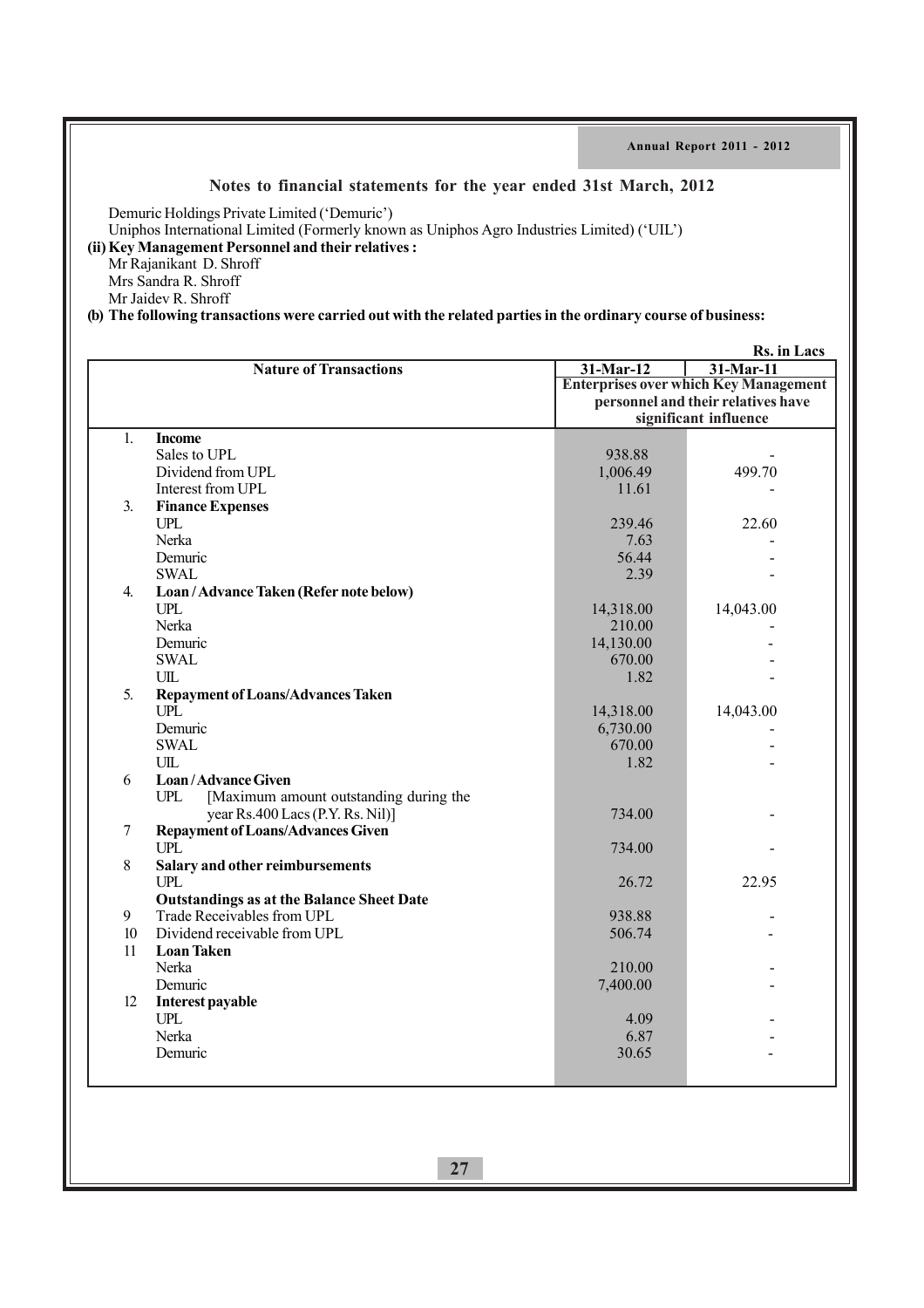## Notes to financial statements for the year ended 31st March, 2012

Demuric Holdings Private Limited ('Demuric')

Uniphos International Limited (Formerly known as Uniphos Agro Industries Limited) ('UIL')

**(ii) Key Management Personnel and their relatives :**

Mr Rajanikant D. Shroff

Mrs Sandra R. Shroff

Mr Jaidev R. Shroff

**(b) The following transactions were carried out with the related parties in the ordinary course of business:**

**Rs. in Lacs**

| | Nature of Transactions | 31-Mar-12 | 31-Mar-11 |
|---|---|---|---|
| | | Enterprises over which Key Management personnel and their relatives have significant influence | |
| 1. | **Income** | | |
| | Sales to UPL | 938.88 | - |
| | Dividend from UPL | 1,006.49 | 499.70 |
| | Interest from UPL | 11.61 | - |
| 3. | **Finance Expenses** | | |
| | UPL | 239.46 | 22.60 |
| | Nerka | 7.63 | - |
| | Demuric | 56.44 | - |
| | SWAL | 2.39 | - |
| 4. | **Loan / Advance Taken (Refer note below)** | | |
| | UPL | 14,318.00 | 14,043.00 |
| | Nerka | 210.00 | - |
| | Demuric | 14,130.00 | - |
| | SWAL | 670.00 | - |
| | UIL | 1.82 | - |
| 5. | **Repayment of Loans/Advances Taken** | | |
| | UPL | 14,318.00 | 14,043.00 |
| | Demuric | 6,730.00 | - |
| | SWAL | 670.00 | - |
| | UIL | 1.82 | - |
| 6 | **Loan / Advance Given** | | |
| | UPL [Maximum amount outstanding during the year Rs.400 Lacs (P.Y. Rs. Nil)] | 734.00 | - |
| 7 | **Repayment of Loans/Advances Given** | | |
| | UPL | 734.00 | - |
| 8 | **Salary and other reimbursements** | | |
| | UPL | 26.72 | 22.95 |
| | **Outstandings as at the Balance Sheet Date** | | |
| 9 | Trade Receivables from UPL | 938.88 | - |
| 10 | Dividend receivable from UPL | 506.74 | - |
| 11 | **Loan Taken** | | |
| | Nerka | 210.00 | - |
| | Demuric | 7,400.00 | - |
| 12 | **Interest payable** | | |
| | UPL | 4.09 | - |
| | Nerka | 6.87 | - |
| | Demuric | 30.65 | - |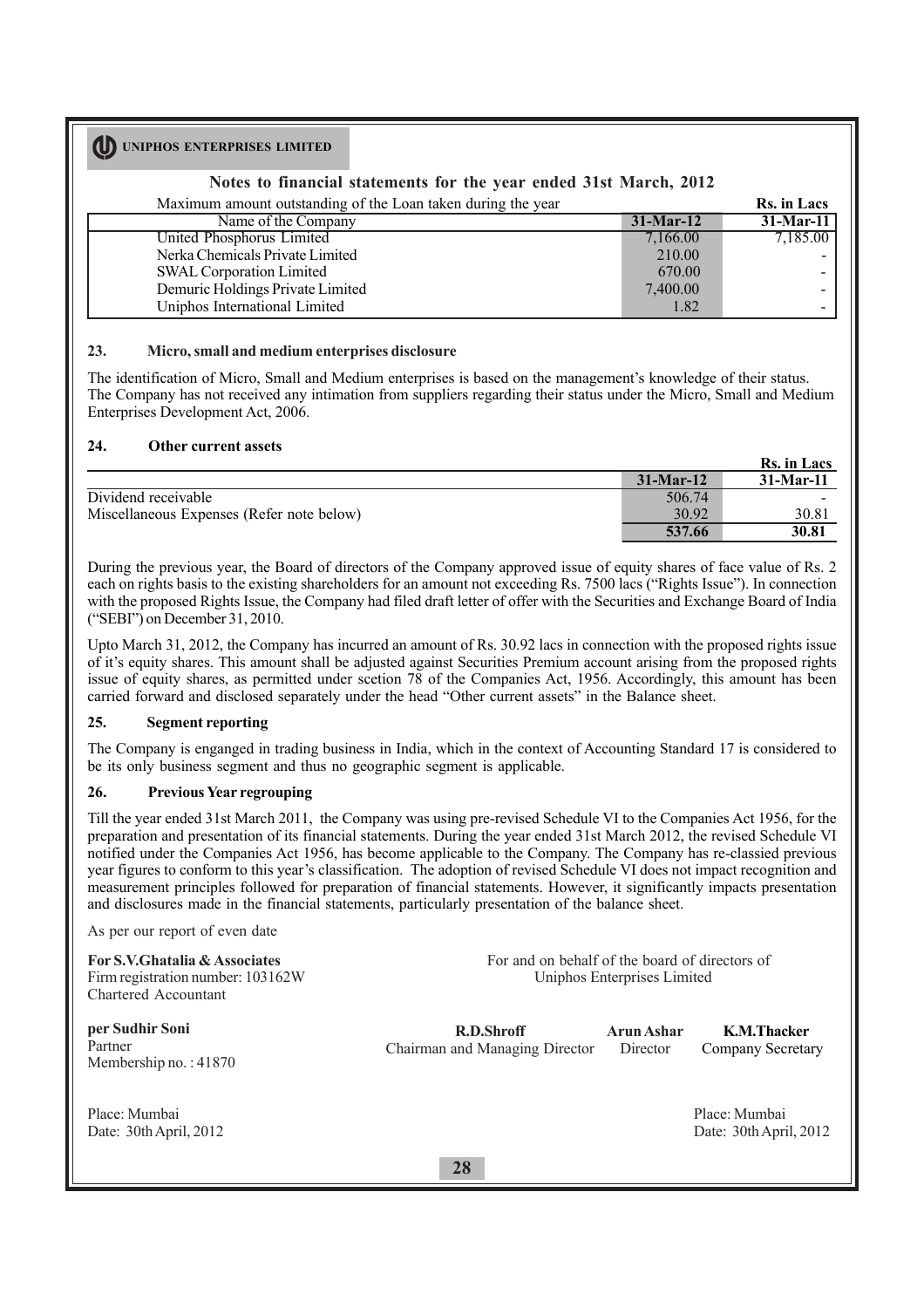## Notes to financial statements for the year ended 31st March, 2012

Maximum amount outstanding of the Loan taken during the year — Rs. in Lacs

| Name of the Company | 31-Mar-12 | 31-Mar-11 |
|---|---|---|
| United Phosphorus Limited | 7,166.00 | 7,185.00 |
| Nerka Chemicals Private Limited | 210.00 | - |
| SWAL Corporation Limited | 670.00 | - |
| Demuric Holdings Private Limited | 7,400.00 | - |
| Uniphos International Limited | 1.82 | - |

### 23. Micro, small and medium enterprises disclosure

The identification of Micro, Small and Medium enterprises is based on the management's knowledge of their status. The Company has not received any intimation from suppliers regarding their status under the Micro, Small and Medium Enterprises Development Act, 2006.

### 24. Other current assets

Rs. in Lacs

| | 31-Mar-12 | 31-Mar-11 |
|---|---|---|
| Dividend receivable | 506.74 | - |
| Miscellaneous Expenses (Refer note below) | 30.92 | 30.81 |
| | **537.66** | **30.81** |

During the previous year, the Board of directors of the Company approved issue of equity shares of face value of Rs. 2 each on rights basis to the existing shareholders for an amount not exceeding Rs. 7500 lacs ("Rights Issue"). In connection with the proposed Rights Issue, the Company had filed draft letter of offer with the Securities and Exchange Board of India ("SEBI") on December 31, 2010.

Upto March 31, 2012, the Company has incurred an amount of Rs. 30.92 lacs in connection with the proposed rights issue of it's equity shares. This amount shall be adjusted against Securities Premium account arising from the proposed rights issue of equity shares, as permitted under scetion 78 of the Companies Act, 1956. Accordingly, this amount has been carried forward and disclosed separately under the head "Other current assets" in the Balance sheet.

### 25. Segment reporting

The Company is enganged in trading business in India, which in the context of Accounting Standard 17 is considered to be its only business segment and thus no geographic segment is applicable.

### 26. Previous Year regrouping

Till the year ended 31st March 2011, the Company was using pre-revised Schedule VI to the Companies Act 1956, for the preparation and presentation of its financial statements. During the year ended 31st March 2012, the revised Schedule VI notified under the Companies Act 1956, has become applicable to the Company. The Company has re-classied previous year figures to conform to this year's classification. The adoption of revised Schedule VI does not impact recognition and measurement principles followed for preparation of financial statements. However, it significantly impacts presentation and disclosures made in the financial statements, particularly presentation of the balance sheet.

As per our report of even date

**For S.V.Ghatalia & Associates**
Firm registration number: 103162W
Chartered Accountant

**per Sudhir Soni**
Partner
Membership no. : 41870

Place: Mumbai
Date: 30th April, 2012

For and on behalf of the board of directors of
Uniphos Enterprises Limited

| **R.D.Shroff** | **Arun Ashar** | **K.M.Thacker** |
|---|---|---|
| Chairman and Managing Director | Director | Company Secretary |

Place: Mumbai
Date: 30th April, 2012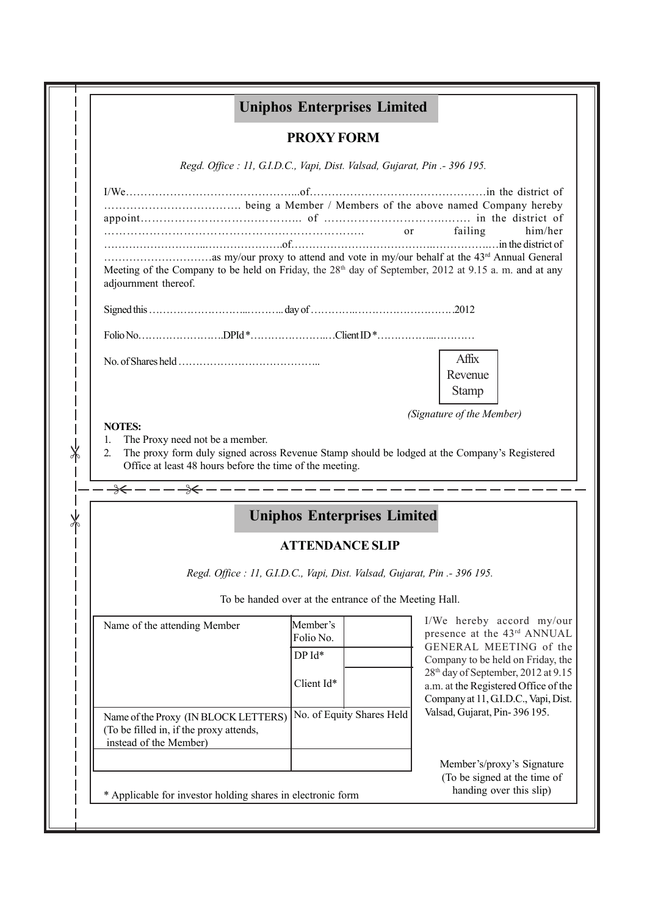# Uniphos Enterprises Limited

## PROXY FORM

*Regd. Office : 11, G.I.D.C., Vapi, Dist. Valsad, Gujarat, Pin .- 396 195.*

I/We………………………………………...of…………………………………………in the district of ………………………………. being a Member / Members of the above named Company hereby appoint…………………………………….. of ………………………………..…… in the district of …………………………………………………………. or failing him/her ………………………...…………………..of……………………………….……………..…in the district of …………………………as my/our proxy to attend and vote in my/our behalf at the 43rd Annual General Meeting of the Company to be held on Friday, the 28th day of September, 2012 at 9.15 a. m. and at any adjournment thereof.

Signed this ……………………...……….. day of …………..……………………….2012

Folio No……………………..DPId *…………………..…Client ID *……………...…………

No. of Shares held ………………………………………..

Affix Revenue Stamp

*(Signature of the Member)*

**NOTES:**

1. The Proxy need not be a member.
2. The proxy form duly signed across Revenue Stamp should be lodged at the Company's Registered Office at least 48 hours before the time of the meeting.

---

# Uniphos Enterprises Limited

## ATTENDANCE SLIP

*Regd. Office : 11, G.I.D.C., Vapi, Dist. Valsad, Gujarat, Pin .- 396 195.*

To be handed over at the entrance of the Meeting Hall.

| Name of the attending Member | Member's Folio No. | |
|---|---|---|
| | DP Id* | |
| | Client Id* | |
| Name of the Proxy (IN BLOCK LETTERS) (To be filled in, if the proxy attends, instead of the Member) | No. of Equity Shares Held | |
| | | |

I/We hereby accord my/our presence at the 43rd ANNUAL GENERAL MEETING of the Company to be held on Friday, the 28th day of September, 2012 at 9.15 a.m. at the Registered Office of the Company at 11, G.I.D.C., Vapi, Dist. Valsad, Gujarat, Pin- 396 195.

Member's/proxy's Signature (To be signed at the time of handing over this slip)

* Applicable for investor holding shares in electronic form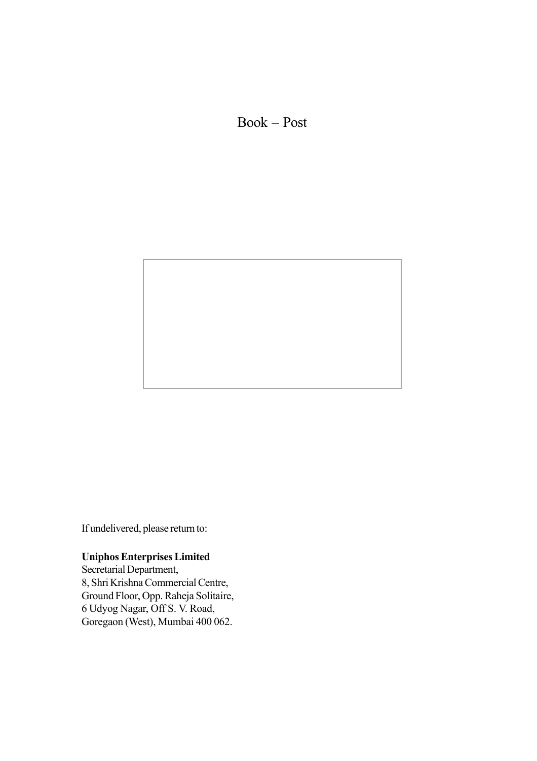Book – Post

If undelivered, please return to:

**Uniphos Enterprises Limited**
Secretarial Department,
8, Shri Krishna Commercial Centre,
Ground Floor, Opp. Raheja Solitaire,
6 Udyog Nagar, Off S. V. Road,
Goregaon (West), Mumbai 400 062.